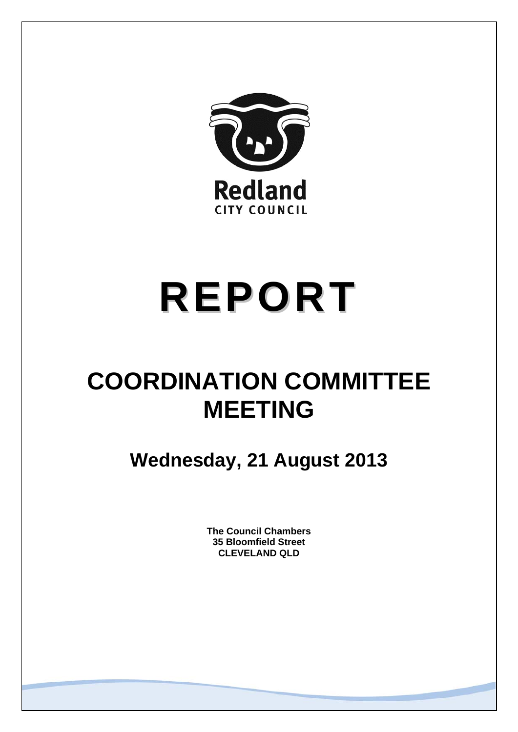Redland

CITY COUNCIL

# REPORT

# COORDINATION COMMITTEE MEETING

## Wednesday, 21 August 2013

**The Council Chambers**
**35 Bloomfield Street**
**CLEVELAND QLD**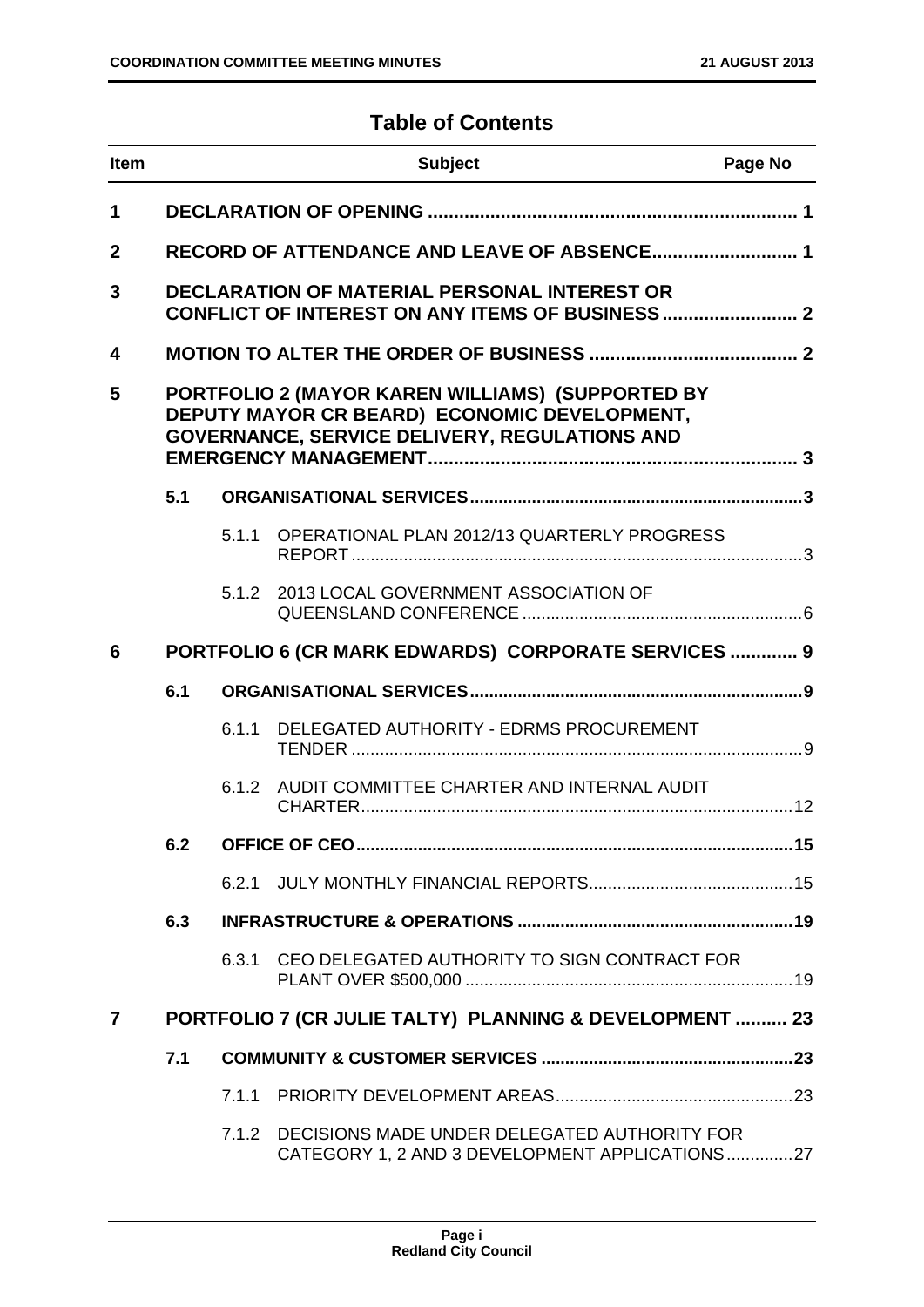# Table of Contents

| Item | | | Subject | Page No |
|---|---|---|---|---|
| **1** | | | **DECLARATION OF OPENING** | **1** |
| **2** | | | **RECORD OF ATTENDANCE AND LEAVE OF ABSENCE** | **1** |
| **3** | | | **DECLARATION OF MATERIAL PERSONAL INTEREST OR CONFLICT OF INTEREST ON ANY ITEMS OF BUSINESS** | **2** |
| **4** | | | **MOTION TO ALTER THE ORDER OF BUSINESS** | **2** |
| **5** | | | **PORTFOLIO 2 (MAYOR KAREN WILLIAMS) (SUPPORTED BY DEPUTY MAYOR CR BEARD) ECONOMIC DEVELOPMENT, GOVERNANCE, SERVICE DELIVERY, REGULATIONS AND EMERGENCY MANAGEMENT** | **3** |
| | **5.1** | | **ORGANISATIONAL SERVICES** | **3** |
| | | 5.1.1 | OPERATIONAL PLAN 2012/13 QUARTERLY PROGRESS REPORT | 3 |
| | | 5.1.2 | 2013 LOCAL GOVERNMENT ASSOCIATION OF QUEENSLAND CONFERENCE | 6 |
| **6** | | | **PORTFOLIO 6 (CR MARK EDWARDS) CORPORATE SERVICES** | **9** |
| | **6.1** | | **ORGANISATIONAL SERVICES** | **9** |
| | | 6.1.1 | DELEGATED AUTHORITY - EDRMS PROCUREMENT TENDER | 9 |
| | | 6.1.2 | AUDIT COMMITTEE CHARTER AND INTERNAL AUDIT CHARTER | 12 |
| | **6.2** | | **OFFICE OF CEO** | **15** |
| | | 6.2.1 | JULY MONTHLY FINANCIAL REPORTS | 15 |
| | **6.3** | | **INFRASTRUCTURE & OPERATIONS** | **19** |
| | | 6.3.1 | CEO DELEGATED AUTHORITY TO SIGN CONTRACT FOR PLANT OVER $500,000 | 19 |
| **7** | | | **PORTFOLIO 7 (CR JULIE TALTY) PLANNING & DEVELOPMENT** | **23** |
| | **7.1** | | **COMMUNITY & CUSTOMER SERVICES** | **23** |
| | | 7.1.1 | PRIORITY DEVELOPMENT AREAS | 23 |
| | | 7.1.2 | DECISIONS MADE UNDER DELEGATED AUTHORITY FOR CATEGORY 1, 2 AND 3 DEVELOPMENT APPLICATIONS | 27 |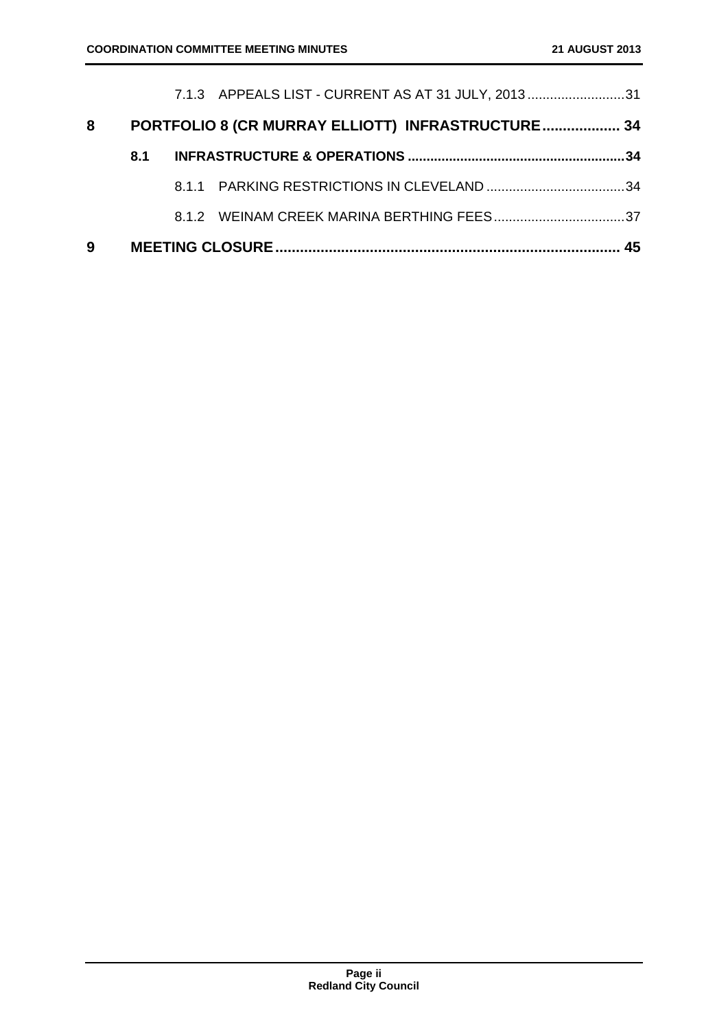7.1.3 APPEALS LIST - CURRENT AS AT 31 JULY, 2013 .......................... 31

**8 PORTFOLIO 8 (CR MURRAY ELLIOTT) INFRASTRUCTURE ................... 34**

**8.1 INFRASTRUCTURE & OPERATIONS ......................................................... 34**

8.1.1 PARKING RESTRICTIONS IN CLEVELAND ..................................... 34

8.1.2 WEINAM CREEK MARINA BERTHING FEES ................................... 37

**9 MEETING CLOSURE ................................................................................... 45**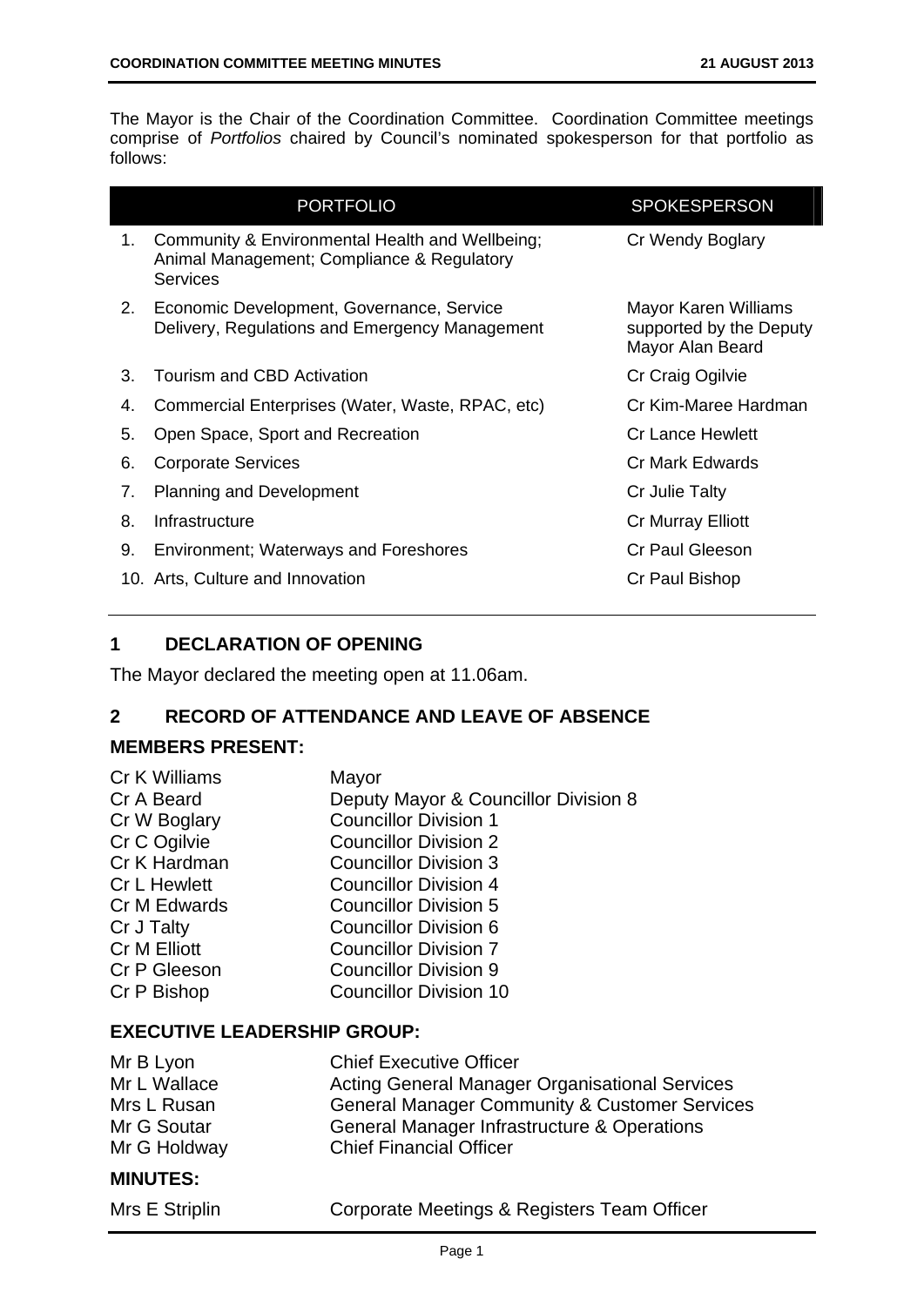The Mayor is the Chair of the Coordination Committee. Coordination Committee meetings comprise of *Portfolios* chaired by Council's nominated spokesperson for that portfolio as follows:

| | PORTFOLIO | SPOKESPERSON |
|---|---|---|
| 1. | Community & Environmental Health and Wellbeing; Animal Management; Compliance & Regulatory Services | Cr Wendy Boglary |
| 2. | Economic Development, Governance, Service Delivery, Regulations and Emergency Management | Mayor Karen Williams supported by the Deputy Mayor Alan Beard |
| 3. | Tourism and CBD Activation | Cr Craig Ogilvie |
| 4. | Commercial Enterprises (Water, Waste, RPAC, etc) | Cr Kim-Maree Hardman |
| 5. | Open Space, Sport and Recreation | Cr Lance Hewlett |
| 6. | Corporate Services | Cr Mark Edwards |
| 7. | Planning and Development | Cr Julie Talty |
| 8. | Infrastructure | Cr Murray Elliott |
| 9. | Environment; Waterways and Foreshores | Cr Paul Gleeson |
| 10. | Arts, Culture and Innovation | Cr Paul Bishop |

## 1 DECLARATION OF OPENING

The Mayor declared the meeting open at 11.06am.

## 2 RECORD OF ATTENDANCE AND LEAVE OF ABSENCE

### MEMBERS PRESENT:

| | |
|---|---|
| Cr K Williams | Mayor |
| Cr A Beard | Deputy Mayor & Councillor Division 8 |
| Cr W Boglary | Councillor Division 1 |
| Cr C Ogilvie | Councillor Division 2 |
| Cr K Hardman | Councillor Division 3 |
| Cr L Hewlett | Councillor Division 4 |
| Cr M Edwards | Councillor Division 5 |
| Cr J Talty | Councillor Division 6 |
| Cr M Elliott | Councillor Division 7 |
| Cr P Gleeson | Councillor Division 9 |
| Cr P Bishop | Councillor Division 10 |

### EXECUTIVE LEADERSHIP GROUP:

| | |
|---|---|
| Mr B Lyon | Chief Executive Officer |
| Mr L Wallace | Acting General Manager Organisational Services |
| Mrs L Rusan | General Manager Community & Customer Services |
| Mr G Soutar | General Manager Infrastructure & Operations |
| Mr G Holdway | Chief Financial Officer |

### MINUTES:

| | |
|---|---|
| Mrs E Striplin | Corporate Meetings & Registers Team Officer |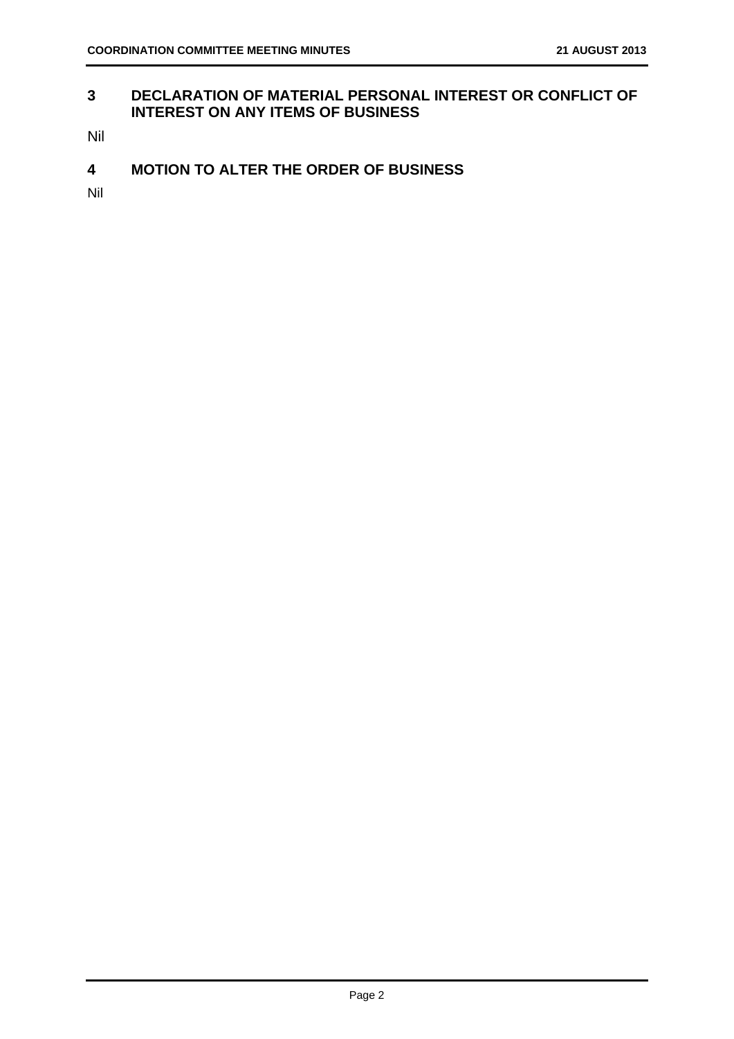## 3 DECLARATION OF MATERIAL PERSONAL INTEREST OR CONFLICT OF INTEREST ON ANY ITEMS OF BUSINESS

Nil

## 4 MOTION TO ALTER THE ORDER OF BUSINESS

Nil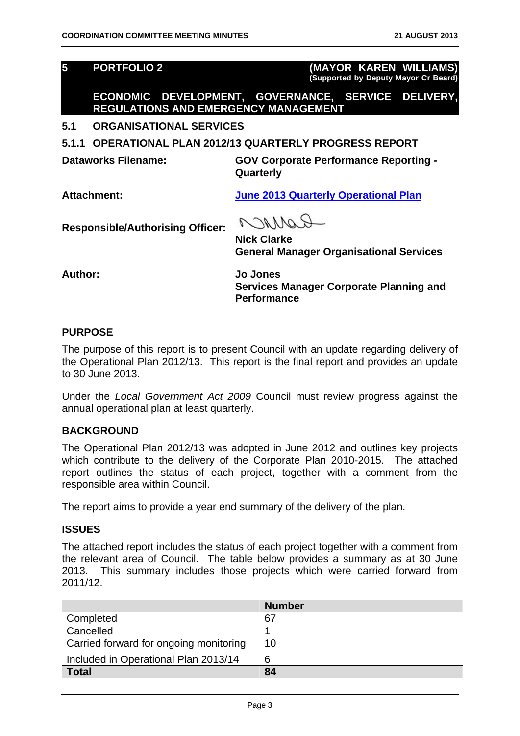# 5 PORTFOLIO 2 (MAYOR KAREN WILLIAMS)

**(Supported by Deputy Mayor Cr Beard)**

**ECONOMIC DEVELOPMENT, GOVERNANCE, SERVICE DELIVERY, REGULATIONS AND EMERGENCY MANAGEMENT**

## 5.1 ORGANISATIONAL SERVICES

### 5.1.1 OPERATIONAL PLAN 2012/13 QUARTERLY PROGRESS REPORT

**Dataworks Filename:** GOV Corporate Performance Reporting - Quarterly

**Attachment:** June 2013 Quarterly Operational Plan

**Responsible/Authorising Officer:** Nick Clarke
General Manager Organisational Services

**Author:** Jo Jones
Services Manager Corporate Planning and Performance

#### PURPOSE

The purpose of this report is to present Council with an update regarding delivery of the Operational Plan 2012/13. This report is the final report and provides an update to 30 June 2013.

Under the *Local Government Act 2009* Council must review progress against the annual operational plan at least quarterly.

#### BACKGROUND

The Operational Plan 2012/13 was adopted in June 2012 and outlines key projects which contribute to the delivery of the Corporate Plan 2010-2015. The attached report outlines the status of each project, together with a comment from the responsible area within Council.

The report aims to provide a year end summary of the delivery of the plan.

#### ISSUES

The attached report includes the status of each project together with a comment from the relevant area of Council. The table below provides a summary as at 30 June 2013. This summary includes those projects which were carried forward from 2011/12.

| | **Number** |
|---|---|
| Completed | 67 |
| Cancelled | 1 |
| Carried forward for ongoing monitoring | 10 |
| Included in Operational Plan 2013/14 | 6 |
| **Total** | **84** |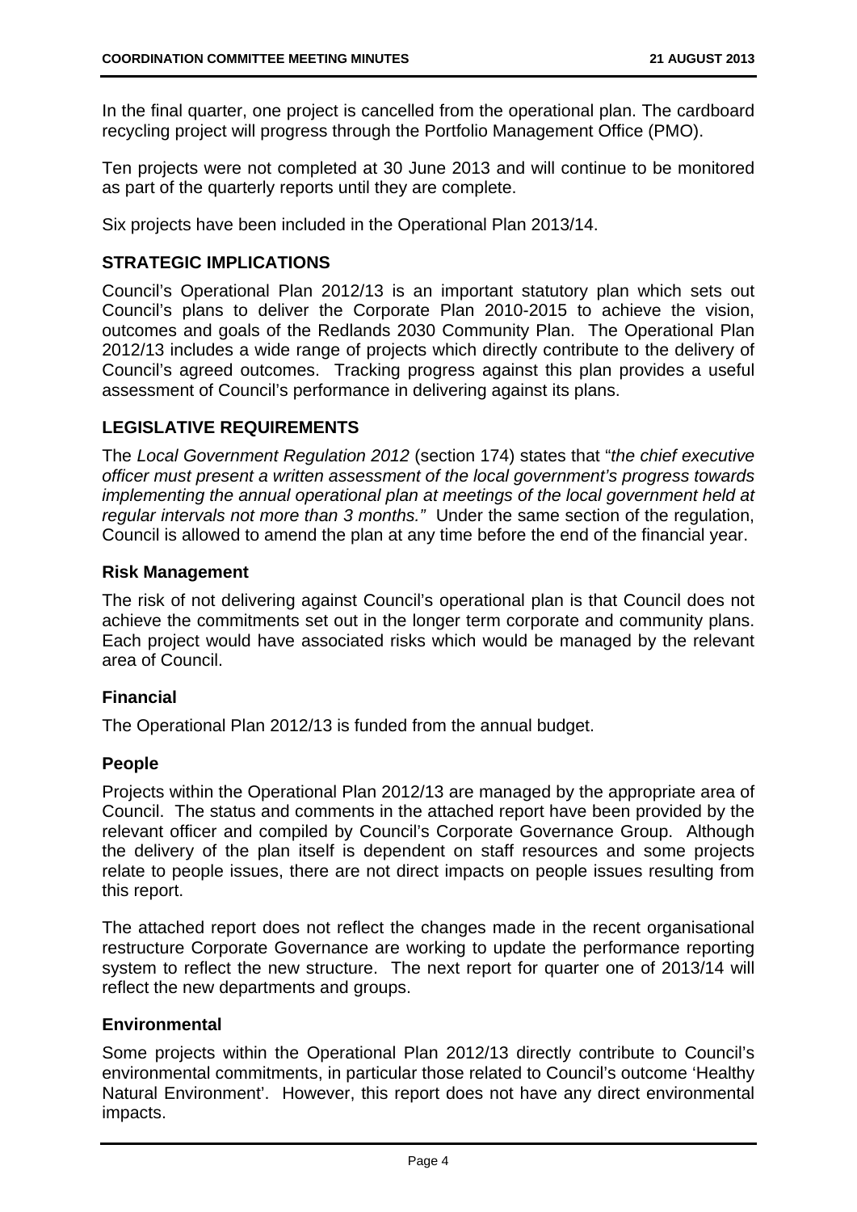In the final quarter, one project is cancelled from the operational plan. The cardboard recycling project will progress through the Portfolio Management Office (PMO).

Ten projects were not completed at 30 June 2013 and will continue to be monitored as part of the quarterly reports until they are complete.

Six projects have been included in the Operational Plan 2013/14.

## STRATEGIC IMPLICATIONS

Council's Operational Plan 2012/13 is an important statutory plan which sets out Council's plans to deliver the Corporate Plan 2010-2015 to achieve the vision, outcomes and goals of the Redlands 2030 Community Plan. The Operational Plan 2012/13 includes a wide range of projects which directly contribute to the delivery of Council's agreed outcomes. Tracking progress against this plan provides a useful assessment of Council's performance in delivering against its plans.

## LEGISLATIVE REQUIREMENTS

The *Local Government Regulation 2012* (section 174) states that "*the chief executive officer must present a written assessment of the local government's progress towards implementing the annual operational plan at meetings of the local government held at regular intervals not more than 3 months.*" Under the same section of the regulation, Council is allowed to amend the plan at any time before the end of the financial year.

### Risk Management

The risk of not delivering against Council's operational plan is that Council does not achieve the commitments set out in the longer term corporate and community plans. Each project would have associated risks which would be managed by the relevant area of Council.

### Financial

The Operational Plan 2012/13 is funded from the annual budget.

### People

Projects within the Operational Plan 2012/13 are managed by the appropriate area of Council. The status and comments in the attached report have been provided by the relevant officer and compiled by Council's Corporate Governance Group. Although the delivery of the plan itself is dependent on staff resources and some projects relate to people issues, there are not direct impacts on people issues resulting from this report.

The attached report does not reflect the changes made in the recent organisational restructure Corporate Governance are working to update the performance reporting system to reflect the new structure. The next report for quarter one of 2013/14 will reflect the new departments and groups.

### Environmental

Some projects within the Operational Plan 2012/13 directly contribute to Council's environmental commitments, in particular those related to Council's outcome 'Healthy Natural Environment'. However, this report does not have any direct environmental impacts.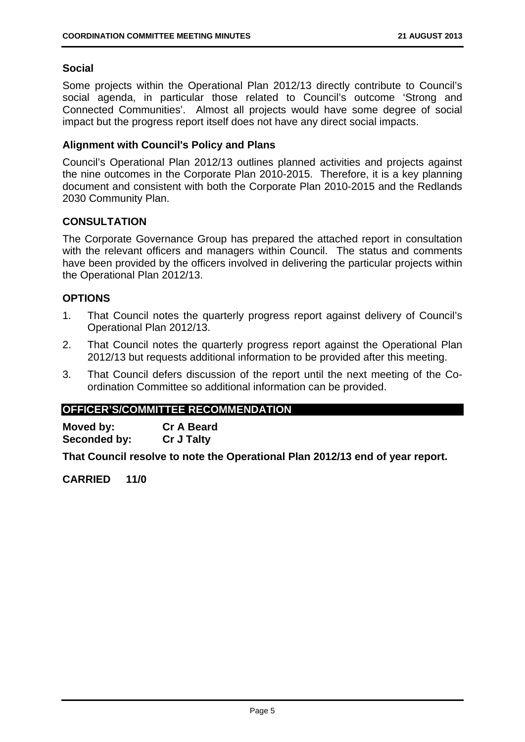### Social

Some projects within the Operational Plan 2012/13 directly contribute to Council's social agenda, in particular those related to Council's outcome 'Strong and Connected Communities'. Almost all projects would have some degree of social impact but the progress report itself does not have any direct social impacts.

### Alignment with Council's Policy and Plans

Council's Operational Plan 2012/13 outlines planned activities and projects against the nine outcomes in the Corporate Plan 2010-2015. Therefore, it is a key planning document and consistent with both the Corporate Plan 2010-2015 and the Redlands 2030 Community Plan.

## CONSULTATION

The Corporate Governance Group has prepared the attached report in consultation with the relevant officers and managers within Council. The status and comments have been provided by the officers involved in delivering the particular projects within the Operational Plan 2012/13.

## OPTIONS

1. That Council notes the quarterly progress report against delivery of Council's Operational Plan 2012/13.
2. That Council notes the quarterly progress report against the Operational Plan 2012/13 but requests additional information to be provided after this meeting.
3. That Council defers discussion of the report until the next meeting of the Co-ordination Committee so additional information can be provided.

## OFFICER'S/COMMITTEE RECOMMENDATION

**Moved by:** **Cr A Beard**
**Seconded by:** **Cr J Talty**

**That Council resolve to note the Operational Plan 2012/13 end of year report.**

**CARRIED 11/0**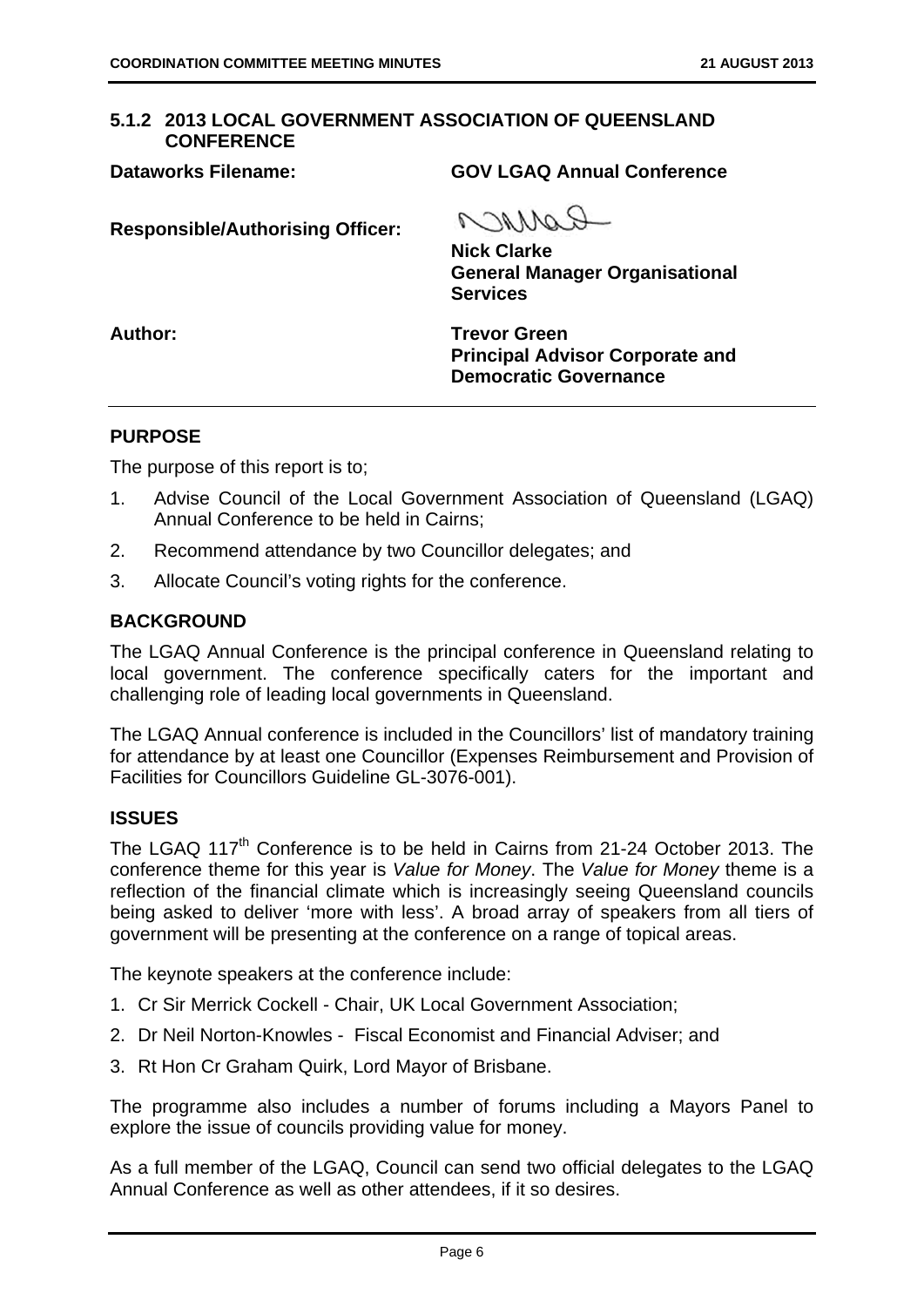## 5.1.2 2013 LOCAL GOVERNMENT ASSOCIATION OF QUEENSLAND CONFERENCE

**Dataworks Filename:** **GOV LGAQ Annual Conference**

**Responsible/Authorising Officer:** **Nick Clarke**
**General Manager Organisational Services**

**Author:** **Trevor Green**
**Principal Advisor Corporate and Democratic Governance**

### PURPOSE

The purpose of this report is to;

1. Advise Council of the Local Government Association of Queensland (LGAQ) Annual Conference to be held in Cairns;
2. Recommend attendance by two Councillor delegates; and
3. Allocate Council's voting rights for the conference.

### BACKGROUND

The LGAQ Annual Conference is the principal conference in Queensland relating to local government. The conference specifically caters for the important and challenging role of leading local governments in Queensland.

The LGAQ Annual conference is included in the Councillors' list of mandatory training for attendance by at least one Councillor (Expenses Reimbursement and Provision of Facilities for Councillors Guideline GL-3076-001).

### ISSUES

The LGAQ 117th Conference is to be held in Cairns from 21-24 October 2013. The conference theme for this year is *Value for Money*. The *Value for Money* theme is a reflection of the financial climate which is increasingly seeing Queensland councils being asked to deliver 'more with less'. A broad array of speakers from all tiers of government will be presenting at the conference on a range of topical areas.

The keynote speakers at the conference include:

1. Cr Sir Merrick Cockell - Chair, UK Local Government Association;
2. Dr Neil Norton-Knowles - Fiscal Economist and Financial Adviser; and
3. Rt Hon Cr Graham Quirk, Lord Mayor of Brisbane.

The programme also includes a number of forums including a Mayors Panel to explore the issue of councils providing value for money.

As a full member of the LGAQ, Council can send two official delegates to the LGAQ Annual Conference as well as other attendees, if it so desires.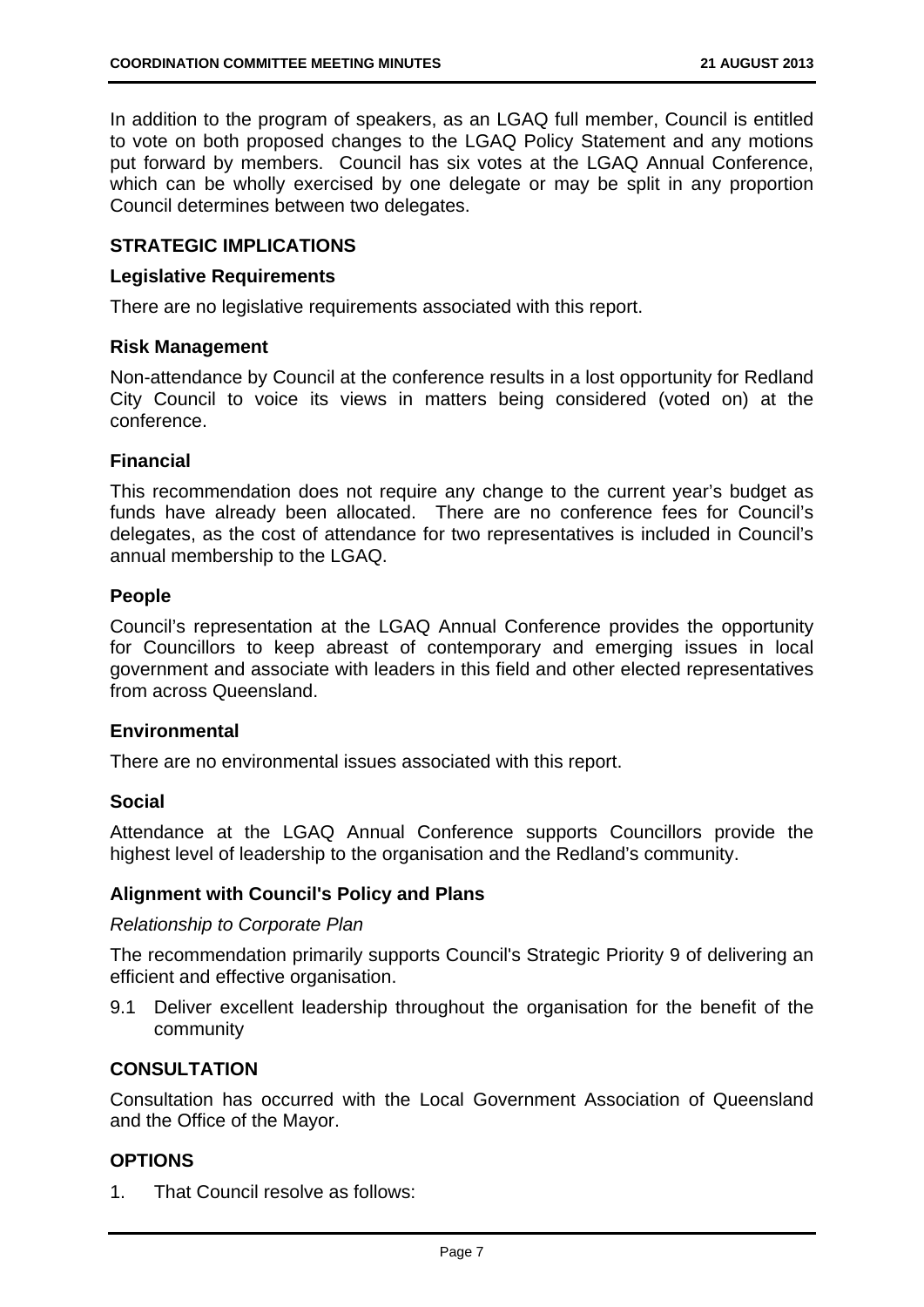In addition to the program of speakers, as an LGAQ full member, Council is entitled to vote on both proposed changes to the LGAQ Policy Statement and any motions put forward by members. Council has six votes at the LGAQ Annual Conference, which can be wholly exercised by one delegate or may be split in any proportion Council determines between two delegates.

## STRATEGIC IMPLICATIONS

### Legislative Requirements

There are no legislative requirements associated with this report.

### Risk Management

Non-attendance by Council at the conference results in a lost opportunity for Redland City Council to voice its views in matters being considered (voted on) at the conference.

### Financial

This recommendation does not require any change to the current year's budget as funds have already been allocated. There are no conference fees for Council's delegates, as the cost of attendance for two representatives is included in Council's annual membership to the LGAQ.

### People

Council's representation at the LGAQ Annual Conference provides the opportunity for Councillors to keep abreast of contemporary and emerging issues in local government and associate with leaders in this field and other elected representatives from across Queensland.

### Environmental

There are no environmental issues associated with this report.

### Social

Attendance at the LGAQ Annual Conference supports Councillors provide the highest level of leadership to the organisation and the Redland's community.

### Alignment with Council's Policy and Plans

*Relationship to Corporate Plan*

The recommendation primarily supports Council's Strategic Priority 9 of delivering an efficient and effective organisation.

9.1 Deliver excellent leadership throughout the organisation for the benefit of the community

## CONSULTATION

Consultation has occurred with the Local Government Association of Queensland and the Office of the Mayor.

## OPTIONS

1. That Council resolve as follows: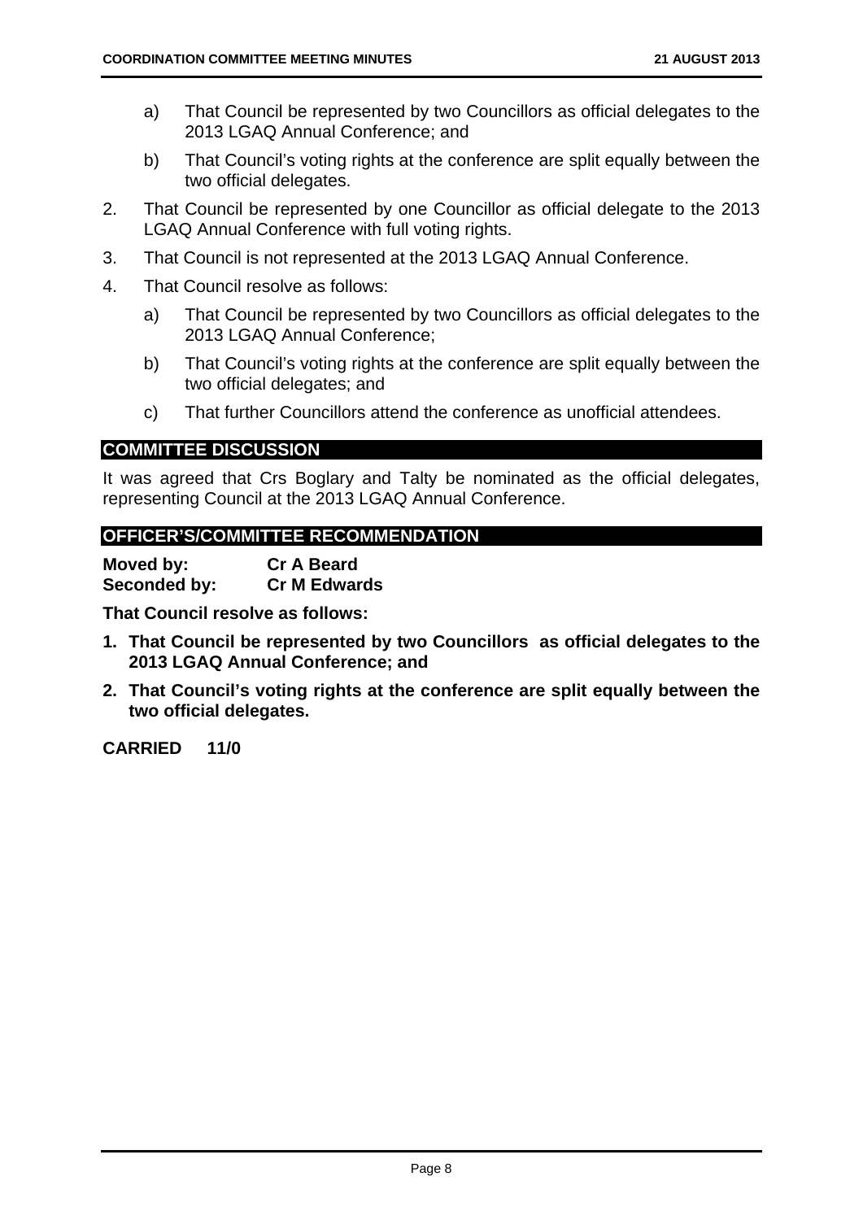a) That Council be represented by two Councillors as official delegates to the 2013 LGAQ Annual Conference; and

   b) That Council's voting rights at the conference are split equally between the two official delegates.

2. That Council be represented by one Councillor as official delegate to the 2013 LGAQ Annual Conference with full voting rights.

3. That Council is not represented at the 2013 LGAQ Annual Conference.

4. That Council resolve as follows:

   a) That Council be represented by two Councillors as official delegates to the 2013 LGAQ Annual Conference;

   b) That Council's voting rights at the conference are split equally between the two official delegates; and

   c) That further Councillors attend the conference as unofficial attendees.

## COMMITTEE DISCUSSION

It was agreed that Crs Boglary and Talty be nominated as the official delegates, representing Council at the 2013 LGAQ Annual Conference.

## OFFICER'S/COMMITTEE RECOMMENDATION

**Moved by:** **Cr A Beard**
**Seconded by:** **Cr M Edwards**

**That Council resolve as follows:**

1. **That Council be represented by two Councillors as official delegates to the 2013 LGAQ Annual Conference; and**
2. **That Council's voting rights at the conference are split equally between the two official delegates.**

**CARRIED 11/0**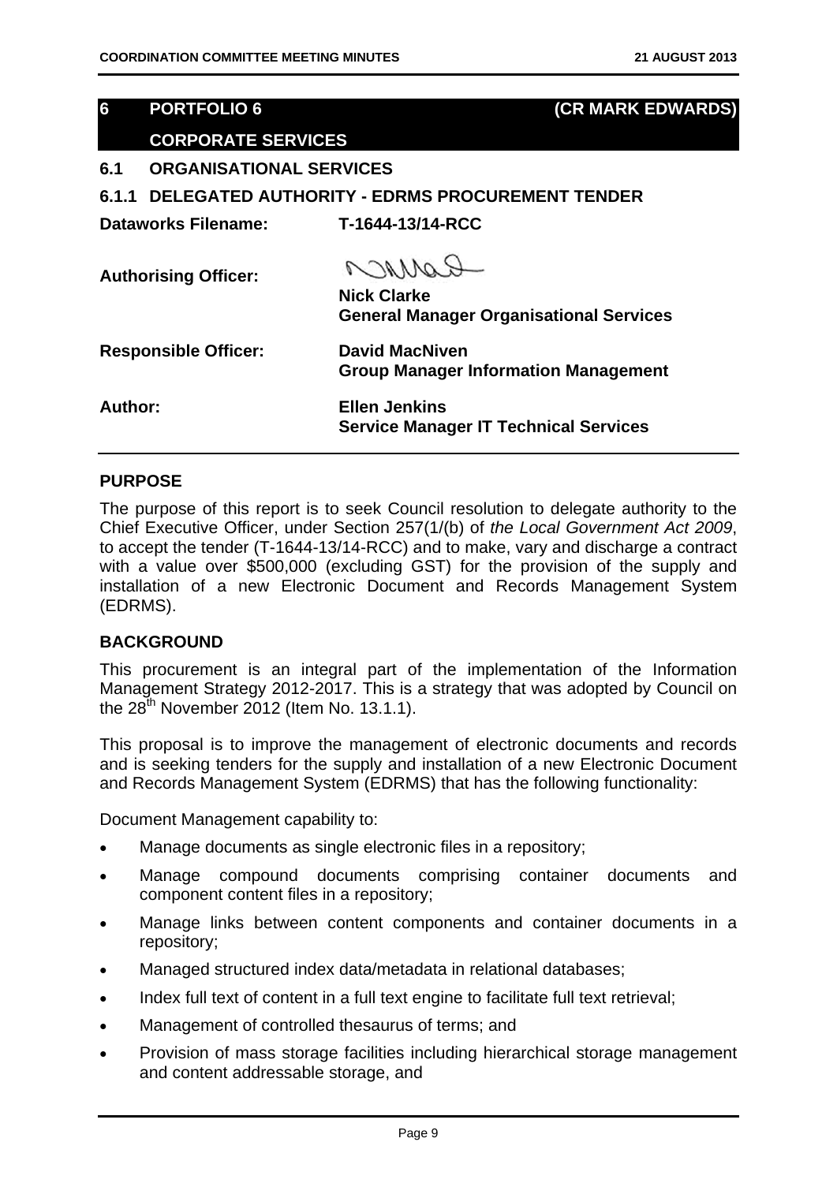## 6 PORTFOLIO 6 (CR MARK EDWARDS)

## CORPORATE SERVICES

### 6.1 ORGANISATIONAL SERVICES

### 6.1.1 DELEGATED AUTHORITY - EDRMS PROCUREMENT TENDER

| | |
|---|---|
| **Dataworks Filename:** | **T-1644-13/14-RCC** |
| **Authorising Officer:** | **Nick Clarke**<br>**General Manager Organisational Services** |
| **Responsible Officer:** | **David MacNiven**<br>**Group Manager Information Management** |
| **Author:** | **Ellen Jenkins**<br>**Service Manager IT Technical Services** |

**PURPOSE**

The purpose of this report is to seek Council resolution to delegate authority to the Chief Executive Officer, under Section 257(1/(b) of *the Local Government Act 2009*, to accept the tender (T-1644-13/14-RCC) and to make, vary and discharge a contract with a value over $500,000 (excluding GST) for the provision of the supply and installation of a new Electronic Document and Records Management System (EDRMS).

**BACKGROUND**

This procurement is an integral part of the implementation of the Information Management Strategy 2012-2017. This is a strategy that was adopted by Council on the 28th November 2012 (Item No. 13.1.1).

This proposal is to improve the management of electronic documents and records and is seeking tenders for the supply and installation of a new Electronic Document and Records Management System (EDRMS) that has the following functionality:

Document Management capability to:

- Manage documents as single electronic files in a repository;
- Manage compound documents comprising container documents and component content files in a repository;
- Manage links between content components and container documents in a repository;
- Managed structured index data/metadata in relational databases;
- Index full text of content in a full text engine to facilitate full text retrieval;
- Management of controlled thesaurus of terms; and
- Provision of mass storage facilities including hierarchical storage management and content addressable storage, and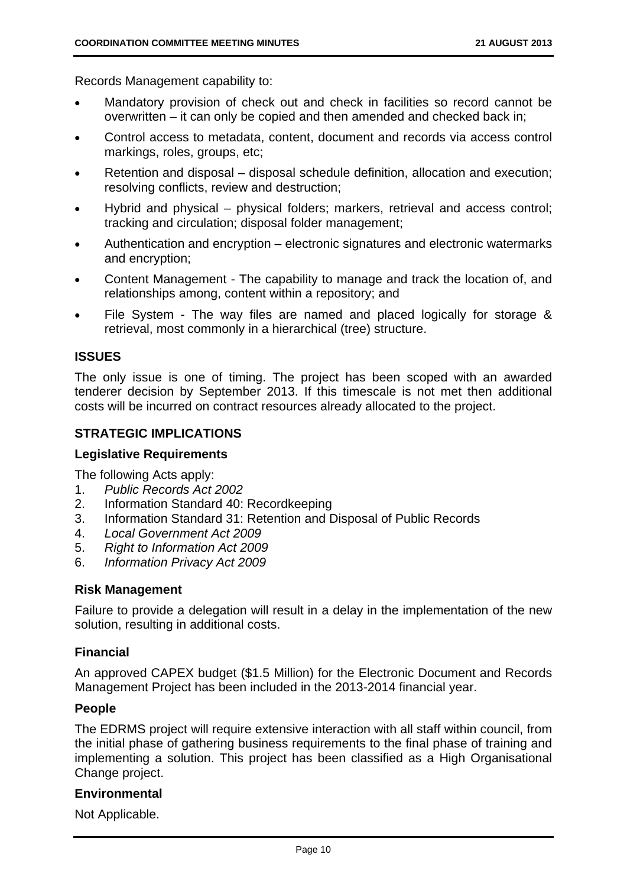Records Management capability to:

- Mandatory provision of check out and check in facilities so record cannot be overwritten – it can only be copied and then amended and checked back in;
- Control access to metadata, content, document and records via access control markings, roles, groups, etc;
- Retention and disposal – disposal schedule definition, allocation and execution; resolving conflicts, review and destruction;
- Hybrid and physical – physical folders; markers, retrieval and access control; tracking and circulation; disposal folder management;
- Authentication and encryption – electronic signatures and electronic watermarks and encryption;
- Content Management - The capability to manage and track the location of, and relationships among, content within a repository; and
- File System - The way files are named and placed logically for storage & retrieval, most commonly in a hierarchical (tree) structure.

## ISSUES

The only issue is one of timing. The project has been scoped with an awarded tenderer decision by September 2013. If this timescale is not met then additional costs will be incurred on contract resources already allocated to the project.

## STRATEGIC IMPLICATIONS

### Legislative Requirements

The following Acts apply:

1. *Public Records Act 2002*
2. Information Standard 40: Recordkeeping
3. Information Standard 31: Retention and Disposal of Public Records
4. *Local Government Act 2009*
5. *Right to Information Act 2009*
6. *Information Privacy Act 2009*

### Risk Management

Failure to provide a delegation will result in a delay in the implementation of the new solution, resulting in additional costs.

### Financial

An approved CAPEX budget ($1.5 Million) for the Electronic Document and Records Management Project has been included in the 2013-2014 financial year.

### People

The EDRMS project will require extensive interaction with all staff within council, from the initial phase of gathering business requirements to the final phase of training and implementing a solution. This project has been classified as a High Organisational Change project.

### Environmental

Not Applicable.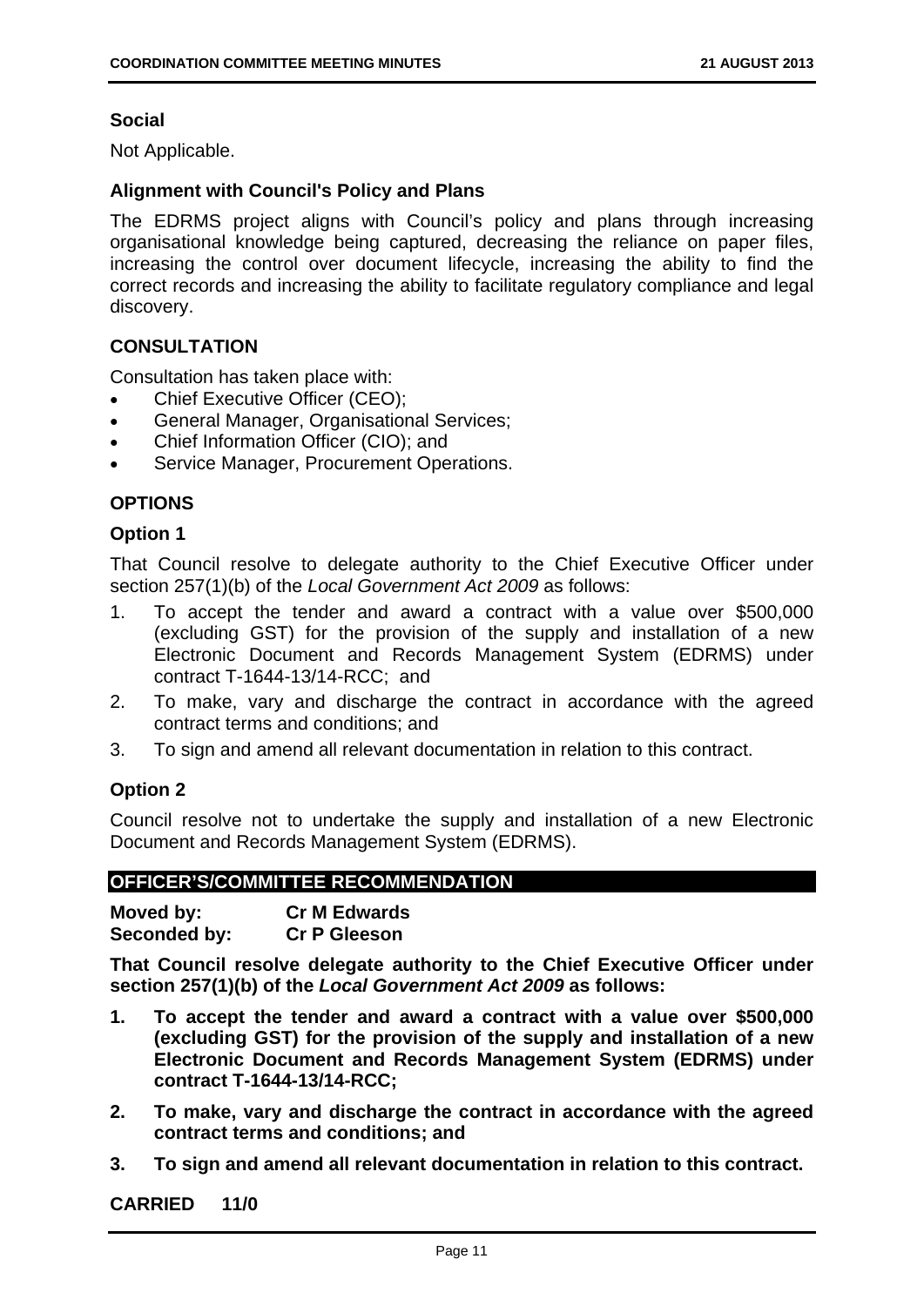**Social**

Not Applicable.

**Alignment with Council's Policy and Plans**

The EDRMS project aligns with Council's policy and plans through increasing organisational knowledge being captured, decreasing the reliance on paper files, increasing the control over document lifecycle, increasing the ability to find the correct records and increasing the ability to facilitate regulatory compliance and legal discovery.

**CONSULTATION**

Consultation has taken place with:

- Chief Executive Officer (CEO);
- General Manager, Organisational Services;
- Chief Information Officer (CIO); and
- Service Manager, Procurement Operations.

**OPTIONS**

**Option 1**

That Council resolve to delegate authority to the Chief Executive Officer under section 257(1)(b) of the *Local Government Act 2009* as follows:

1. To accept the tender and award a contract with a value over $500,000 (excluding GST) for the provision of the supply and installation of a new Electronic Document and Records Management System (EDRMS) under contract T-1644-13/14-RCC; and
2. To make, vary and discharge the contract in accordance with the agreed contract terms and conditions; and
3. To sign and amend all relevant documentation in relation to this contract.

**Option 2**

Council resolve not to undertake the supply and installation of a new Electronic Document and Records Management System (EDRMS).

**OFFICER'S/COMMITTEE RECOMMENDATION**

**Moved by: Cr M Edwards**
**Seconded by: Cr P Gleeson**

**That Council resolve delegate authority to the Chief Executive Officer under section 257(1)(b) of the *Local Government Act 2009* as follows:**

1. **To accept the tender and award a contract with a value over $500,000 (excluding GST) for the provision of the supply and installation of a new Electronic Document and Records Management System (EDRMS) under contract T-1644-13/14-RCC;**
2. **To make, vary and discharge the contract in accordance with the agreed contract terms and conditions; and**
3. **To sign and amend all relevant documentation in relation to this contract.**

**CARRIED 11/0**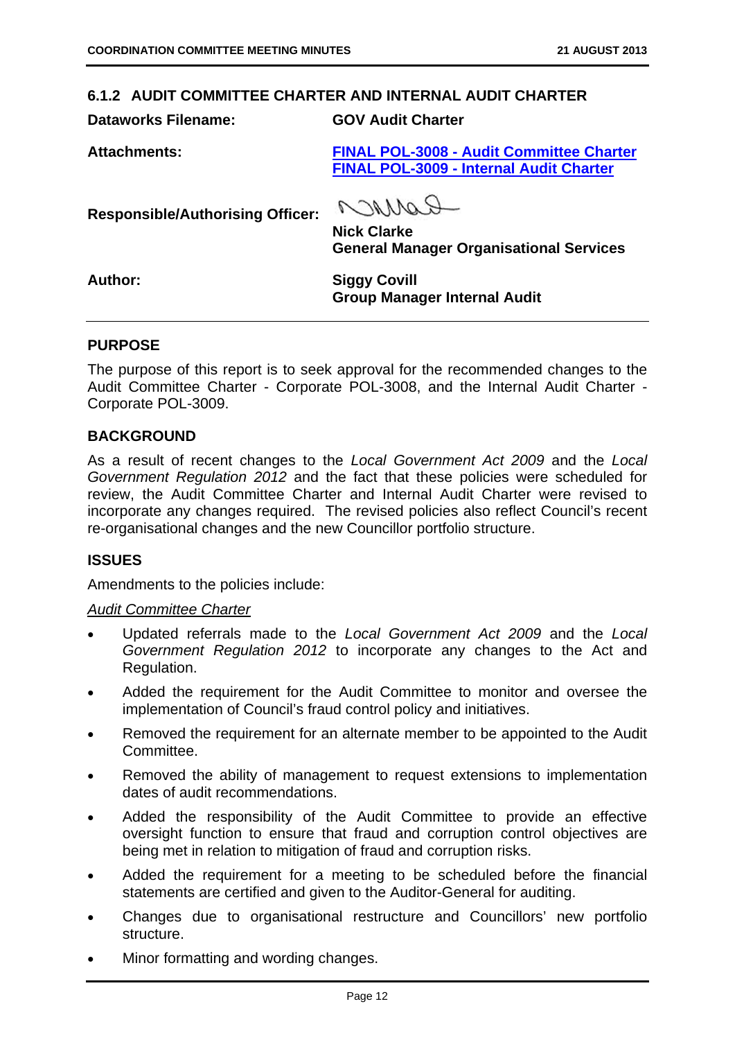## 6.1.2 AUDIT COMMITTEE CHARTER AND INTERNAL AUDIT CHARTER

**Dataworks Filename:** **GOV Audit Charter**

**Attachments:** **FINAL POL-3008 - Audit Committee Charter**
**FINAL POL-3009 - Internal Audit Charter**

**Responsible/Authorising Officer:** **Nick Clarke**
**General Manager Organisational Services**

**Author:** **Siggy Covill**
**Group Manager Internal Audit**

### PURPOSE

The purpose of this report is to seek approval for the recommended changes to the Audit Committee Charter - Corporate POL-3008, and the Internal Audit Charter - Corporate POL-3009.

### BACKGROUND

As a result of recent changes to the *Local Government Act 2009* and the *Local Government Regulation 2012* and the fact that these policies were scheduled for review, the Audit Committee Charter and Internal Audit Charter were revised to incorporate any changes required. The revised policies also reflect Council's recent re-organisational changes and the new Councillor portfolio structure.

### ISSUES

Amendments to the policies include:

*Audit Committee Charter*

- Updated referrals made to the *Local Government Act 2009* and the *Local Government Regulation 2012* to incorporate any changes to the Act and Regulation.
- Added the requirement for the Audit Committee to monitor and oversee the implementation of Council's fraud control policy and initiatives.
- Removed the requirement for an alternate member to be appointed to the Audit Committee.
- Removed the ability of management to request extensions to implementation dates of audit recommendations.
- Added the responsibility of the Audit Committee to provide an effective oversight function to ensure that fraud and corruption control objectives are being met in relation to mitigation of fraud and corruption risks.
- Added the requirement for a meeting to be scheduled before the financial statements are certified and given to the Auditor-General for auditing.
- Changes due to organisational restructure and Councillors' new portfolio structure.
- Minor formatting and wording changes.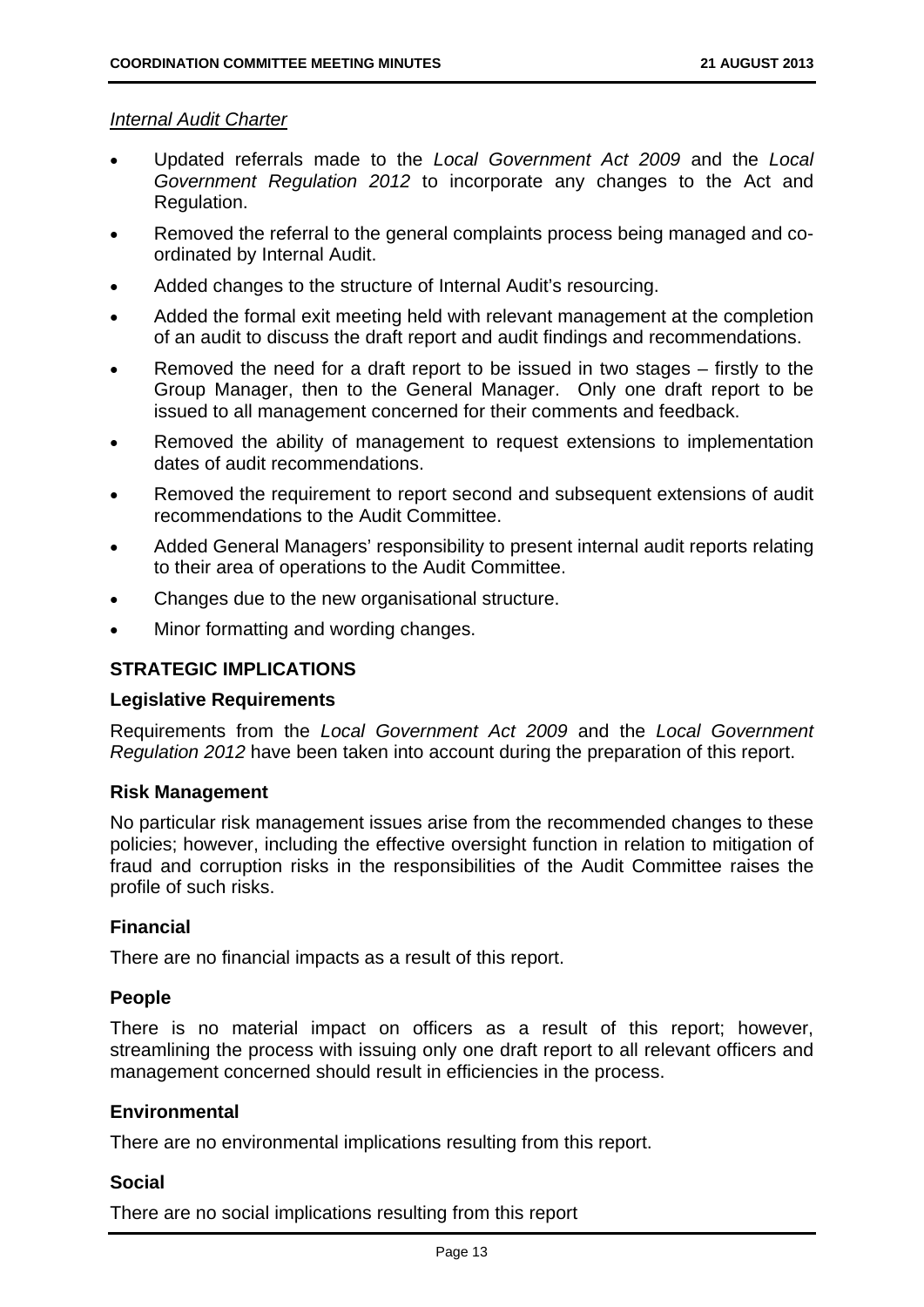*Internal Audit Charter*

- Updated referrals made to the *Local Government Act 2009* and the *Local Government Regulation 2012* to incorporate any changes to the Act and Regulation.
- Removed the referral to the general complaints process being managed and co-ordinated by Internal Audit.
- Added changes to the structure of Internal Audit's resourcing.
- Added the formal exit meeting held with relevant management at the completion of an audit to discuss the draft report and audit findings and recommendations.
- Removed the need for a draft report to be issued in two stages – firstly to the Group Manager, then to the General Manager. Only one draft report to be issued to all management concerned for their comments and feedback.
- Removed the ability of management to request extensions to implementation dates of audit recommendations.
- Removed the requirement to report second and subsequent extensions of audit recommendations to the Audit Committee.
- Added General Managers' responsibility to present internal audit reports relating to their area of operations to the Audit Committee.
- Changes due to the new organisational structure.
- Minor formatting and wording changes.

## STRATEGIC IMPLICATIONS

### Legislative Requirements

Requirements from the *Local Government Act 2009* and the *Local Government Regulation 2012* have been taken into account during the preparation of this report.

### Risk Management

No particular risk management issues arise from the recommended changes to these policies; however, including the effective oversight function in relation to mitigation of fraud and corruption risks in the responsibilities of the Audit Committee raises the profile of such risks.

### Financial

There are no financial impacts as a result of this report.

### People

There is no material impact on officers as a result of this report; however, streamlining the process with issuing only one draft report to all relevant officers and management concerned should result in efficiencies in the process.

### Environmental

There are no environmental implications resulting from this report.

### Social

There are no social implications resulting from this report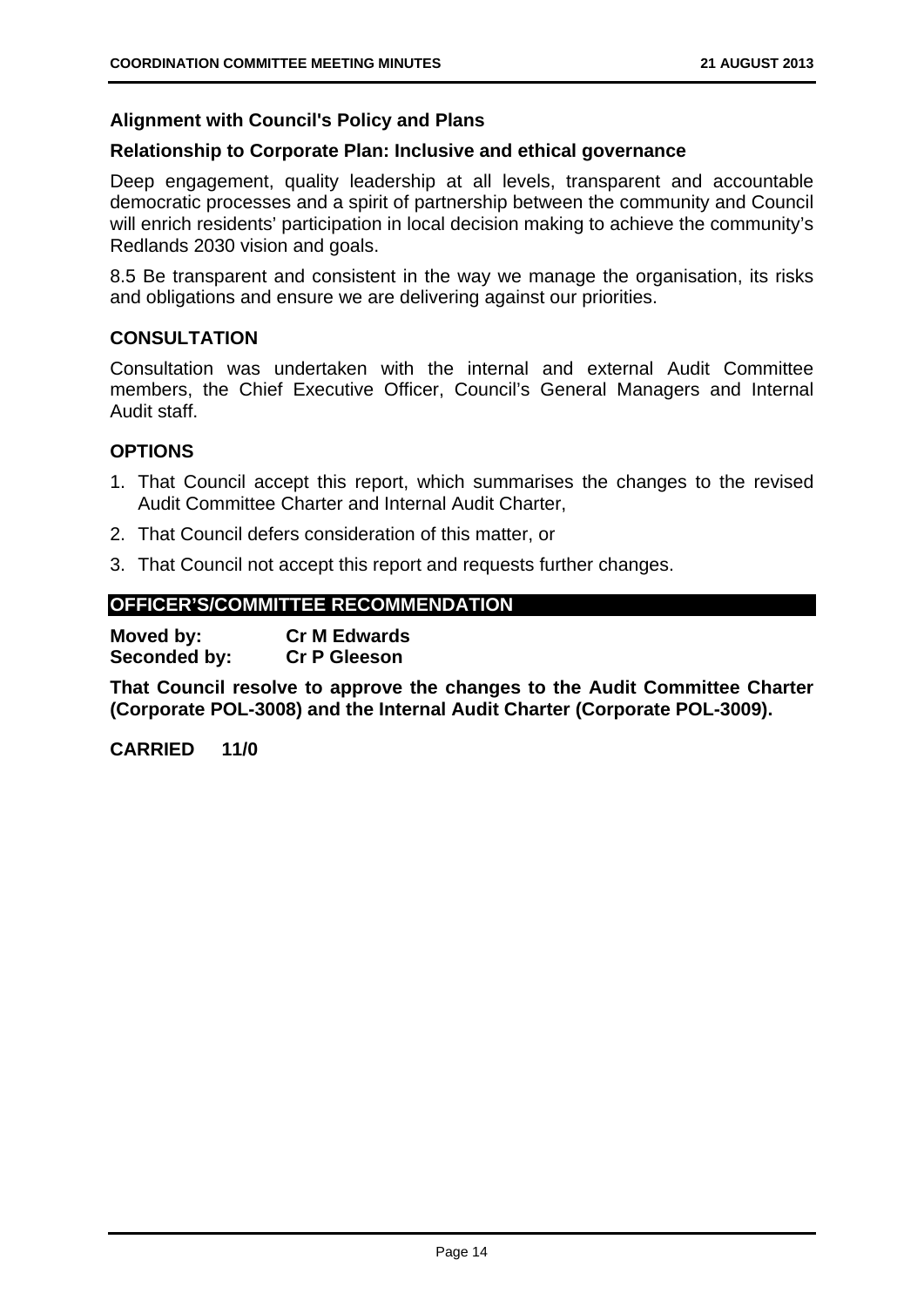### Alignment with Council's Policy and Plans

### Relationship to Corporate Plan: Inclusive and ethical governance

Deep engagement, quality leadership at all levels, transparent and accountable democratic processes and a spirit of partnership between the community and Council will enrich residents' participation in local decision making to achieve the community's Redlands 2030 vision and goals.

8.5 Be transparent and consistent in the way we manage the organisation, its risks and obligations and ensure we are delivering against our priorities.

## CONSULTATION

Consultation was undertaken with the internal and external Audit Committee members, the Chief Executive Officer, Council's General Managers and Internal Audit staff.

## OPTIONS

1. That Council accept this report, which summarises the changes to the revised Audit Committee Charter and Internal Audit Charter,
2. That Council defers consideration of this matter, or
3. That Council not accept this report and requests further changes.

## OFFICER'S/COMMITTEE RECOMMENDATION

**Moved by:** **Cr M Edwards**
**Seconded by:** **Cr P Gleeson**

**That Council resolve to approve the changes to the Audit Committee Charter (Corporate POL-3008) and the Internal Audit Charter (Corporate POL-3009).**

**CARRIED 11/0**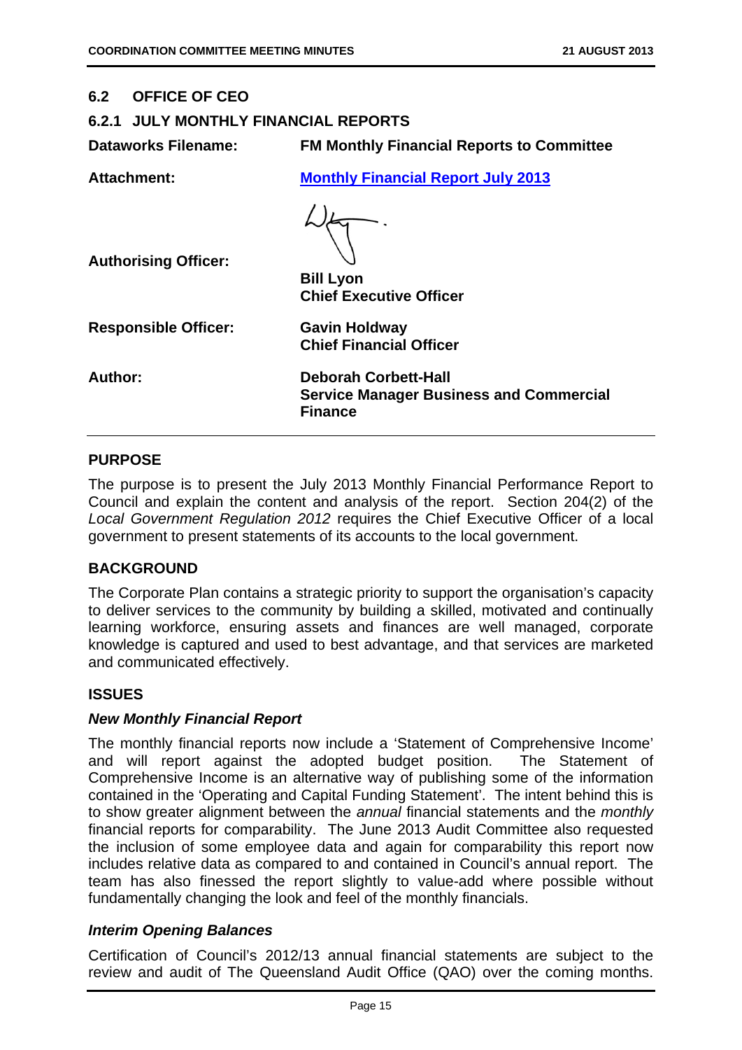## 6.2 OFFICE OF CEO

### 6.2.1 JULY MONTHLY FINANCIAL REPORTS

| | |
|---|---|
| **Dataworks Filename:** | **FM Monthly Financial Reports to Committee** |
| **Attachment:** | **Monthly Financial Report July 2013** |
| **Authorising Officer:** | **Bill Lyon**<br>**Chief Executive Officer** |
| **Responsible Officer:** | **Gavin Holdway**<br>**Chief Financial Officer** |
| **Author:** | **Deborah Corbett-Hall**<br>**Service Manager Business and Commercial Finance** |

## PURPOSE

The purpose is to present the July 2013 Monthly Financial Performance Report to Council and explain the content and analysis of the report. Section 204(2) of the *Local Government Regulation 2012* requires the Chief Executive Officer of a local government to present statements of its accounts to the local government.

## BACKGROUND

The Corporate Plan contains a strategic priority to support the organisation's capacity to deliver services to the community by building a skilled, motivated and continually learning workforce, ensuring assets and finances are well managed, corporate knowledge is captured and used to best advantage, and that services are marketed and communicated effectively.

## ISSUES

### *New Monthly Financial Report*

The monthly financial reports now include a 'Statement of Comprehensive Income' and will report against the adopted budget position. The Statement of Comprehensive Income is an alternative way of publishing some of the information contained in the 'Operating and Capital Funding Statement'. The intent behind this is to show greater alignment between the *annual* financial statements and the *monthly* financial reports for comparability. The June 2013 Audit Committee also requested the inclusion of some employee data and again for comparability this report now includes relative data as compared to and contained in Council's annual report. The team has also finessed the report slightly to value-add where possible without fundamentally changing the look and feel of the monthly financials.

### *Interim Opening Balances*

Certification of Council's 2012/13 annual financial statements are subject to the review and audit of The Queensland Audit Office (QAO) over the coming months.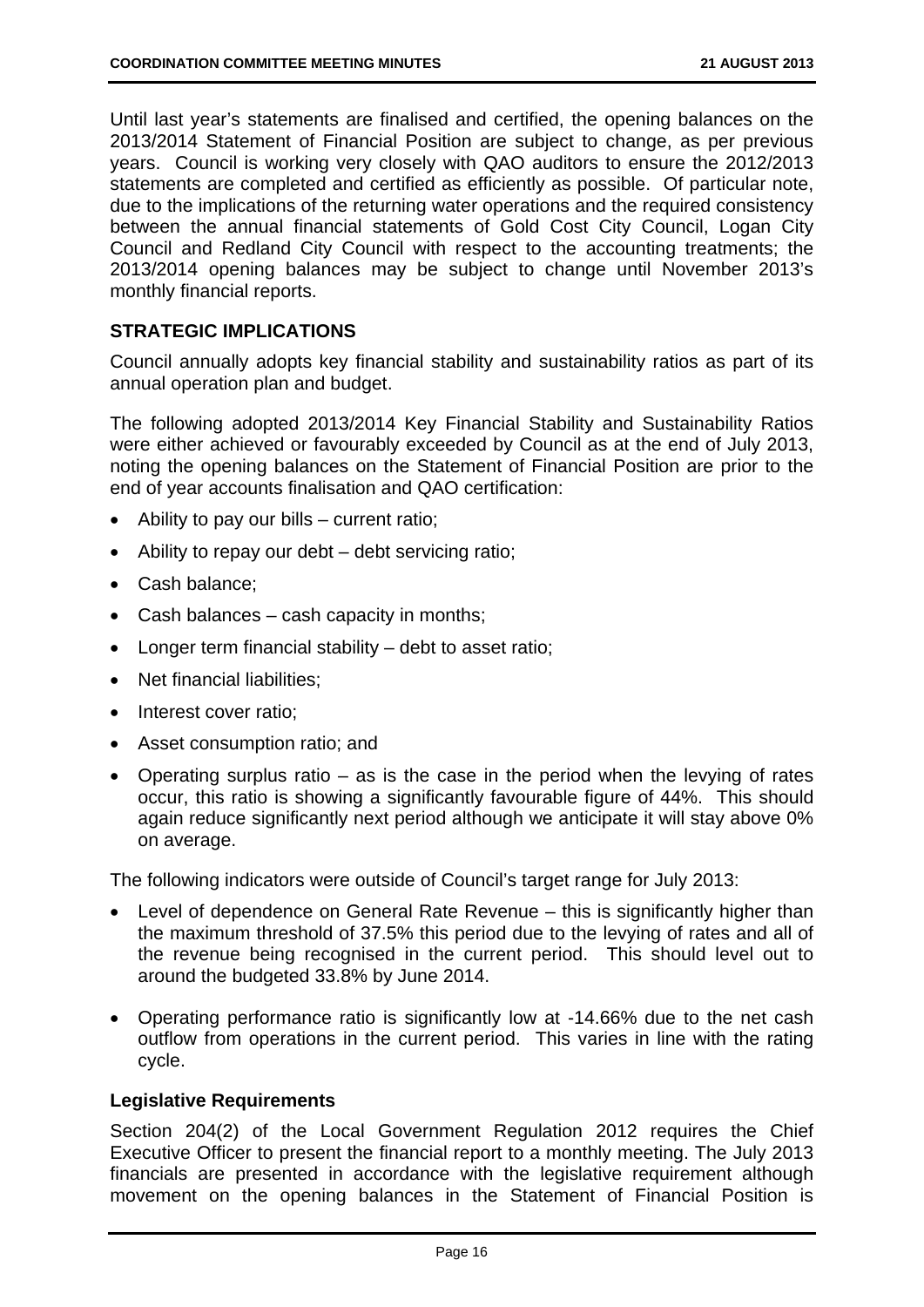Until last year's statements are finalised and certified, the opening balances on the 2013/2014 Statement of Financial Position are subject to change, as per previous years. Council is working very closely with QAO auditors to ensure the 2012/2013 statements are completed and certified as efficiently as possible. Of particular note, due to the implications of the returning water operations and the required consistency between the annual financial statements of Gold Cost City Council, Logan City Council and Redland City Council with respect to the accounting treatments; the 2013/2014 opening balances may be subject to change until November 2013's monthly financial reports.

## STRATEGIC IMPLICATIONS

Council annually adopts key financial stability and sustainability ratios as part of its annual operation plan and budget.

The following adopted 2013/2014 Key Financial Stability and Sustainability Ratios were either achieved or favourably exceeded by Council as at the end of July 2013, noting the opening balances on the Statement of Financial Position are prior to the end of year accounts finalisation and QAO certification:

- Ability to pay our bills – current ratio;
- Ability to repay our debt – debt servicing ratio;
- Cash balance;
- Cash balances – cash capacity in months;
- Longer term financial stability – debt to asset ratio;
- Net financial liabilities;
- Interest cover ratio;
- Asset consumption ratio; and
- Operating surplus ratio – as is the case in the period when the levying of rates occur, this ratio is showing a significantly favourable figure of 44%. This should again reduce significantly next period although we anticipate it will stay above 0% on average.

The following indicators were outside of Council's target range for July 2013:

- Level of dependence on General Rate Revenue – this is significantly higher than the maximum threshold of 37.5% this period due to the levying of rates and all of the revenue being recognised in the current period. This should level out to around the budgeted 33.8% by June 2014.
- Operating performance ratio is significantly low at -14.66% due to the net cash outflow from operations in the current period. This varies in line with the rating cycle.

### Legislative Requirements

Section 204(2) of the Local Government Regulation 2012 requires the Chief Executive Officer to present the financial report to a monthly meeting. The July 2013 financials are presented in accordance with the legislative requirement although movement on the opening balances in the Statement of Financial Position is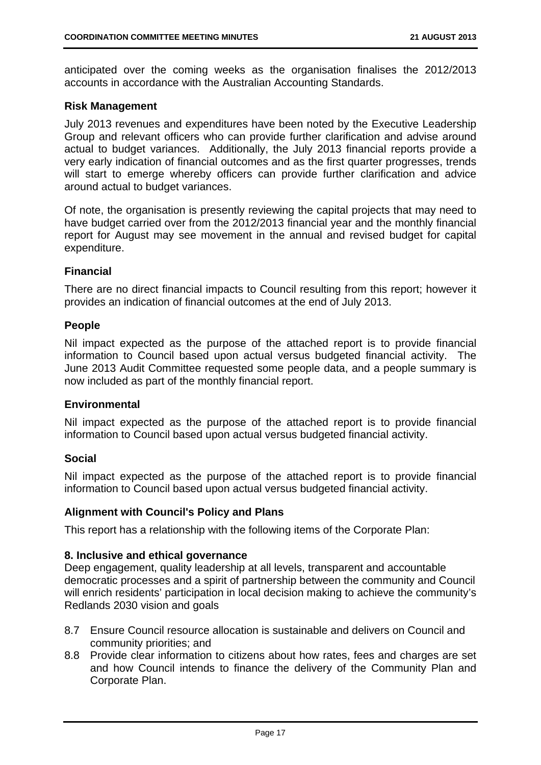anticipated over the coming weeks as the organisation finalises the 2012/2013 accounts in accordance with the Australian Accounting Standards.

### Risk Management

July 2013 revenues and expenditures have been noted by the Executive Leadership Group and relevant officers who can provide further clarification and advise around actual to budget variances. Additionally, the July 2013 financial reports provide a very early indication of financial outcomes and as the first quarter progresses, trends will start to emerge whereby officers can provide further clarification and advice around actual to budget variances.

Of note, the organisation is presently reviewing the capital projects that may need to have budget carried over from the 2012/2013 financial year and the monthly financial report for August may see movement in the annual and revised budget for capital expenditure.

### Financial

There are no direct financial impacts to Council resulting from this report; however it provides an indication of financial outcomes at the end of July 2013.

### People

Nil impact expected as the purpose of the attached report is to provide financial information to Council based upon actual versus budgeted financial activity. The June 2013 Audit Committee requested some people data, and a people summary is now included as part of the monthly financial report.

### Environmental

Nil impact expected as the purpose of the attached report is to provide financial information to Council based upon actual versus budgeted financial activity.

### Social

Nil impact expected as the purpose of the attached report is to provide financial information to Council based upon actual versus budgeted financial activity.

### Alignment with Council's Policy and Plans

This report has a relationship with the following items of the Corporate Plan:

**8. Inclusive and ethical governance**
Deep engagement, quality leadership at all levels, transparent and accountable democratic processes and a spirit of partnership between the community and Council will enrich residents' participation in local decision making to achieve the community's Redlands 2030 vision and goals

8.7 Ensure Council resource allocation is sustainable and delivers on Council and community priorities; and

8.8 Provide clear information to citizens about how rates, fees and charges are set and how Council intends to finance the delivery of the Community Plan and Corporate Plan.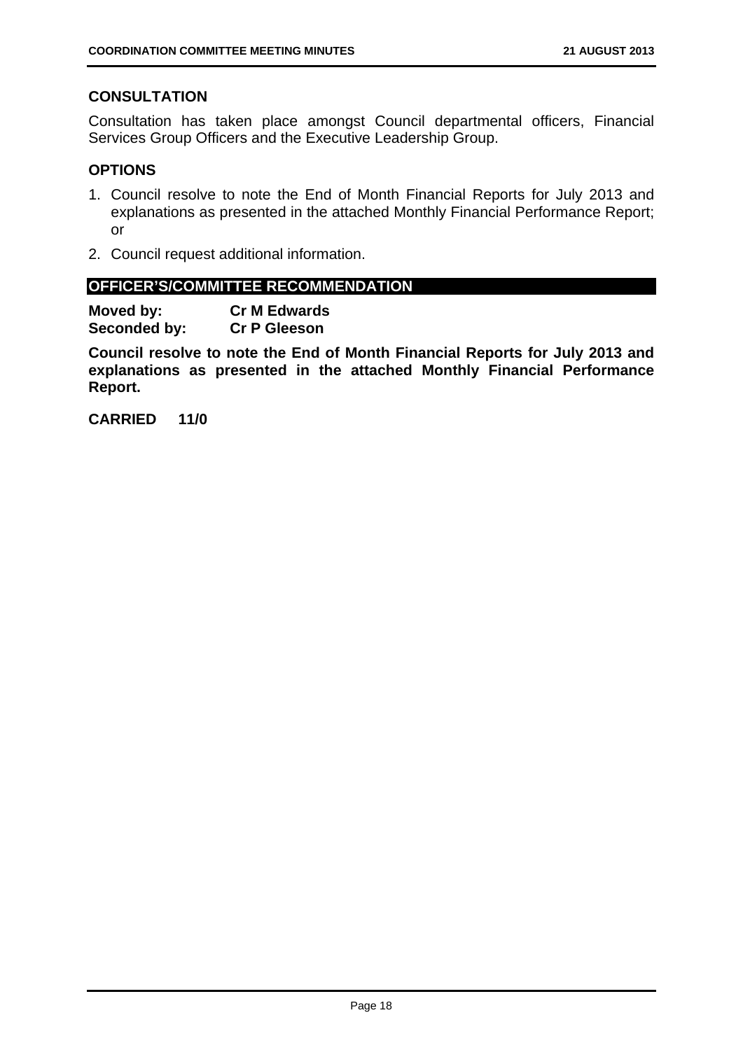## CONSULTATION

Consultation has taken place amongst Council departmental officers, Financial Services Group Officers and the Executive Leadership Group.

## OPTIONS

1. Council resolve to note the End of Month Financial Reports for July 2013 and explanations as presented in the attached Monthly Financial Performance Report; or
2. Council request additional information.

## OFFICER'S/COMMITTEE RECOMMENDATION

**Moved by:** **Cr M Edwards**
**Seconded by:** **Cr P Gleeson**

**Council resolve to note the End of Month Financial Reports for July 2013 and explanations as presented in the attached Monthly Financial Performance Report.**

**CARRIED 11/0**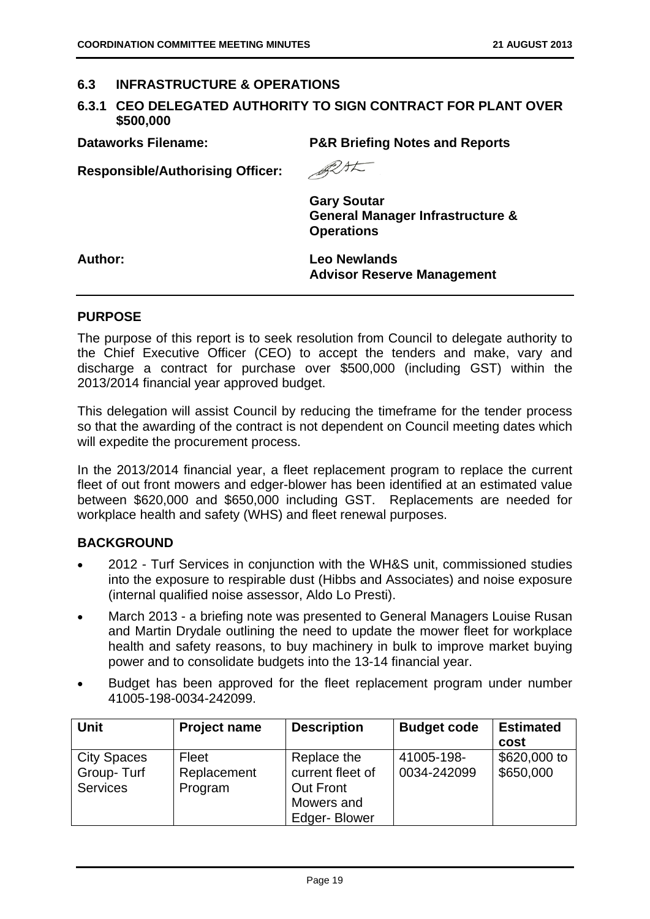## 6.3 INFRASTRUCTURE & OPERATIONS

### 6.3.1 CEO DELEGATED AUTHORITY TO SIGN CONTRACT FOR PLANT OVER $500,000

**Dataworks Filename:** **P&R Briefing Notes and Reports**

**Responsible/Authorising Officer:**

**Gary Soutar**
**General Manager Infrastructure & Operations**

**Author:** **Leo Newlands**
**Advisor Reserve Management**

## PURPOSE

The purpose of this report is to seek resolution from Council to delegate authority to the Chief Executive Officer (CEO) to accept the tenders and make, vary and discharge a contract for purchase over $500,000 (including GST) within the 2013/2014 financial year approved budget.

This delegation will assist Council by reducing the timeframe for the tender process so that the awarding of the contract is not dependent on Council meeting dates which will expedite the procurement process.

In the 2013/2014 financial year, a fleet replacement program to replace the current fleet of out front mowers and edger-blower has been identified at an estimated value between $620,000 and $650,000 including GST. Replacements are needed for workplace health and safety (WHS) and fleet renewal purposes.

## BACKGROUND

- 2012 - Turf Services in conjunction with the WH&S unit, commissioned studies into the exposure to respirable dust (Hibbs and Associates) and noise exposure (internal qualified noise assessor, Aldo Lo Presti).
- March 2013 - a briefing note was presented to General Managers Louise Rusan and Martin Drydale outlining the need to update the mower fleet for workplace health and safety reasons, to buy machinery in bulk to improve market buying power and to consolidate budgets into the 13-14 financial year.
- Budget has been approved for the fleet replacement program under number 41005-198-0034-242099.

| Unit | Project name | Description | Budget code | Estimated cost |
|---|---|---|---|---|
| City Spaces Group- Turf Services | Fleet Replacement Program | Replace the current fleet of Out Front Mowers and Edger- Blower | 41005-198-0034-242099 | $620,000 to $650,000 |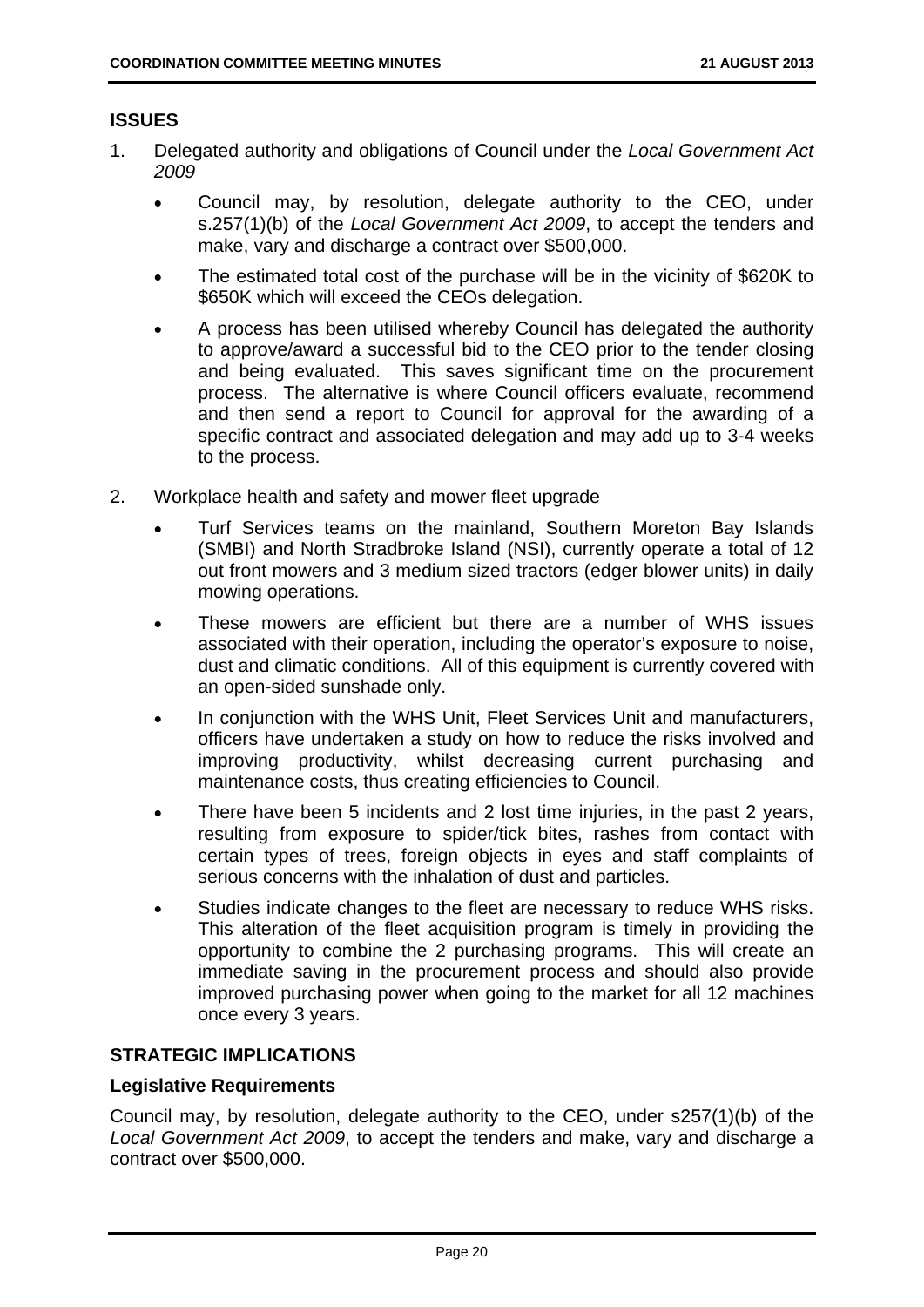## ISSUES

1. Delegated authority and obligations of Council under the *Local Government Act 2009*
   - Council may, by resolution, delegate authority to the CEO, under s.257(1)(b) of the *Local Government Act 2009*, to accept the tenders and make, vary and discharge a contract over $500,000.
   - The estimated total cost of the purchase will be in the vicinity of $620K to $650K which will exceed the CEOs delegation.
   - A process has been utilised whereby Council has delegated the authority to approve/award a successful bid to the CEO prior to the tender closing and being evaluated. This saves significant time on the procurement process. The alternative is where Council officers evaluate, recommend and then send a report to Council for approval for the awarding of a specific contract and associated delegation and may add up to 3-4 weeks to the process.

2. Workplace health and safety and mower fleet upgrade
   - Turf Services teams on the mainland, Southern Moreton Bay Islands (SMBI) and North Stradbroke Island (NSI), currently operate a total of 12 out front mowers and 3 medium sized tractors (edger blower units) in daily mowing operations.
   - These mowers are efficient but there are a number of WHS issues associated with their operation, including the operator's exposure to noise, dust and climatic conditions. All of this equipment is currently covered with an open-sided sunshade only.
   - In conjunction with the WHS Unit, Fleet Services Unit and manufacturers, officers have undertaken a study on how to reduce the risks involved and improving productivity, whilst decreasing current purchasing and maintenance costs, thus creating efficiencies to Council.
   - There have been 5 incidents and 2 lost time injuries, in the past 2 years, resulting from exposure to spider/tick bites, rashes from contact with certain types of trees, foreign objects in eyes and staff complaints of serious concerns with the inhalation of dust and particles.
   - Studies indicate changes to the fleet are necessary to reduce WHS risks. This alteration of the fleet acquisition program is timely in providing the opportunity to combine the 2 purchasing programs. This will create an immediate saving in the procurement process and should also provide improved purchasing power when going to the market for all 12 machines once every 3 years.

## STRATEGIC IMPLICATIONS

### Legislative Requirements

Council may, by resolution, delegate authority to the CEO, under s257(1)(b) of the *Local Government Act 2009*, to accept the tenders and make, vary and discharge a contract over $500,000.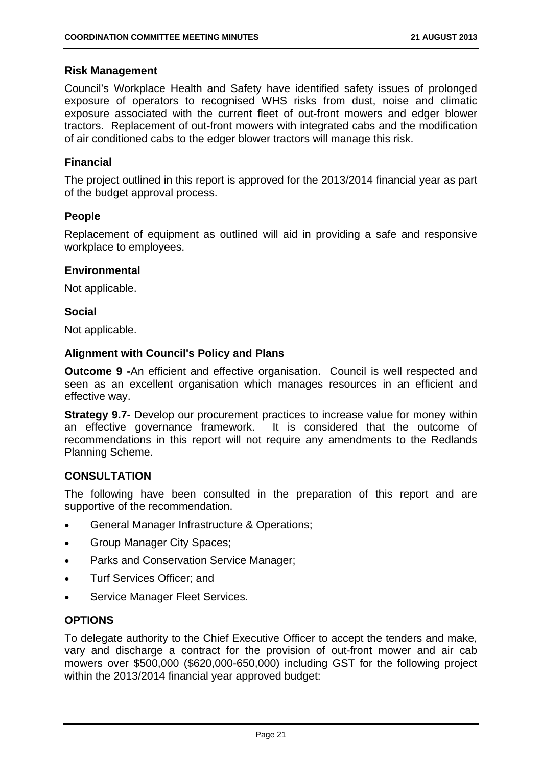### Risk Management

Council's Workplace Health and Safety have identified safety issues of prolonged exposure of operators to recognised WHS risks from dust, noise and climatic exposure associated with the current fleet of out-front mowers and edger blower tractors. Replacement of out-front mowers with integrated cabs and the modification of air conditioned cabs to the edger blower tractors will manage this risk.

### Financial

The project outlined in this report is approved for the 2013/2014 financial year as part of the budget approval process.

### People

Replacement of equipment as outlined will aid in providing a safe and responsive workplace to employees.

### Environmental

Not applicable.

### Social

Not applicable.

### Alignment with Council's Policy and Plans

**Outcome 9 -**An efficient and effective organisation. Council is well respected and seen as an excellent organisation which manages resources in an efficient and effective way.

**Strategy 9.7-** Develop our procurement practices to increase value for money within an effective governance framework. It is considered that the outcome of recommendations in this report will not require any amendments to the Redlands Planning Scheme.

## CONSULTATION

The following have been consulted in the preparation of this report and are supportive of the recommendation.

- General Manager Infrastructure & Operations;
- Group Manager City Spaces;
- Parks and Conservation Service Manager;
- Turf Services Officer; and
- Service Manager Fleet Services.

## OPTIONS

To delegate authority to the Chief Executive Officer to accept the tenders and make, vary and discharge a contract for the provision of out-front mower and air cab mowers over $500,000 ($620,000-650,000) including GST for the following project within the 2013/2014 financial year approved budget: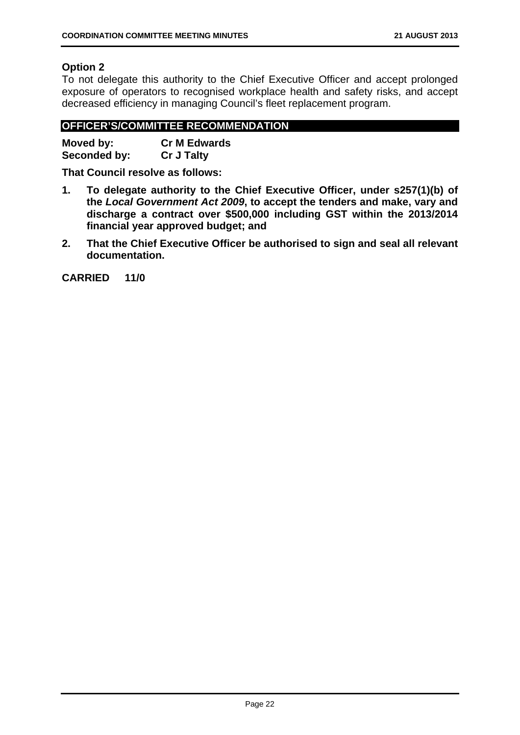**Option 2**

To not delegate this authority to the Chief Executive Officer and accept prolonged exposure of operators to recognised workplace health and safety risks, and accept decreased efficiency in managing Council's fleet replacement program.

## OFFICER'S/COMMITTEE RECOMMENDATION

**Moved by:** **Cr M Edwards**
**Seconded by:** **Cr J Talty**

**That Council resolve as follows:**

1. **To delegate authority to the Chief Executive Officer, under s257(1)(b) of the *Local Government Act 2009*, to accept the tenders and make, vary and discharge a contract over $500,000 including GST within the 2013/2014 financial year approved budget; and**
2. **That the Chief Executive Officer be authorised to sign and seal all relevant documentation.**

**CARRIED 11/0**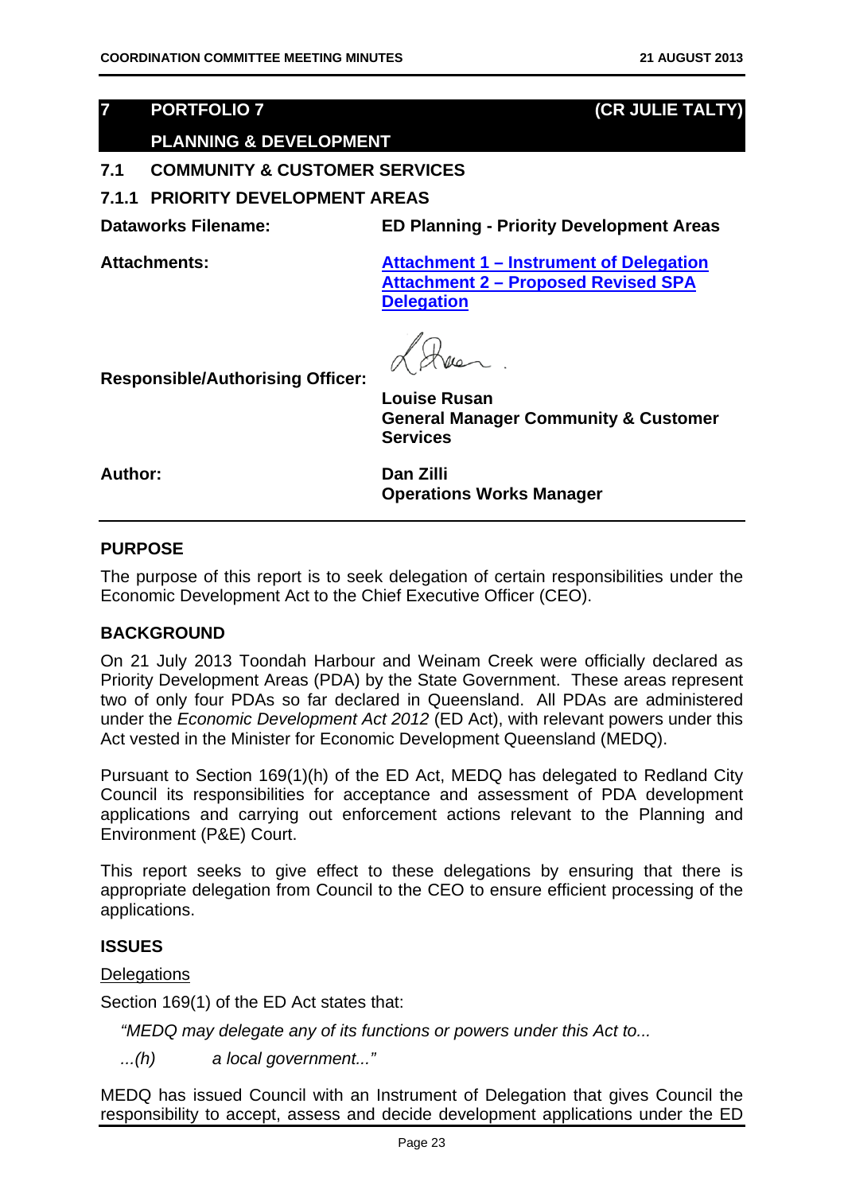## 7 PORTFOLIO 7 (CR JULIE TALTY)

## PLANNING & DEVELOPMENT

### 7.1 COMMUNITY & CUSTOMER SERVICES

### 7.1.1 PRIORITY DEVELOPMENT AREAS

**Dataworks Filename:** **ED Planning - Priority Development Areas**

**Attachments:** **Attachment 1 – Instrument of Delegation**
**Attachment 2 – Proposed Revised SPA Delegation**

**Responsible/Authorising Officer:** **Louise Rusan**
**General Manager Community & Customer Services**

**Author:** **Dan Zilli**
**Operations Works Manager**

**PURPOSE**

The purpose of this report is to seek delegation of certain responsibilities under the Economic Development Act to the Chief Executive Officer (CEO).

**BACKGROUND**

On 21 July 2013 Toondah Harbour and Weinam Creek were officially declared as Priority Development Areas (PDA) by the State Government. These areas represent two of only four PDAs so far declared in Queensland. All PDAs are administered under the *Economic Development Act 2012* (ED Act), with relevant powers under this Act vested in the Minister for Economic Development Queensland (MEDQ).

Pursuant to Section 169(1)(h) of the ED Act, MEDQ has delegated to Redland City Council its responsibilities for acceptance and assessment of PDA development applications and carrying out enforcement actions relevant to the Planning and Environment (P&E) Court.

This report seeks to give effect to these delegations by ensuring that there is appropriate delegation from Council to the CEO to ensure efficient processing of the applications.

**ISSUES**

Delegations

Section 169(1) of the ED Act states that:

> *"MEDQ may delegate any of its functions or powers under this Act to...*
>
> *...(h) a local government..."*

MEDQ has issued Council with an Instrument of Delegation that gives Council the responsibility to accept, assess and decide development applications under the ED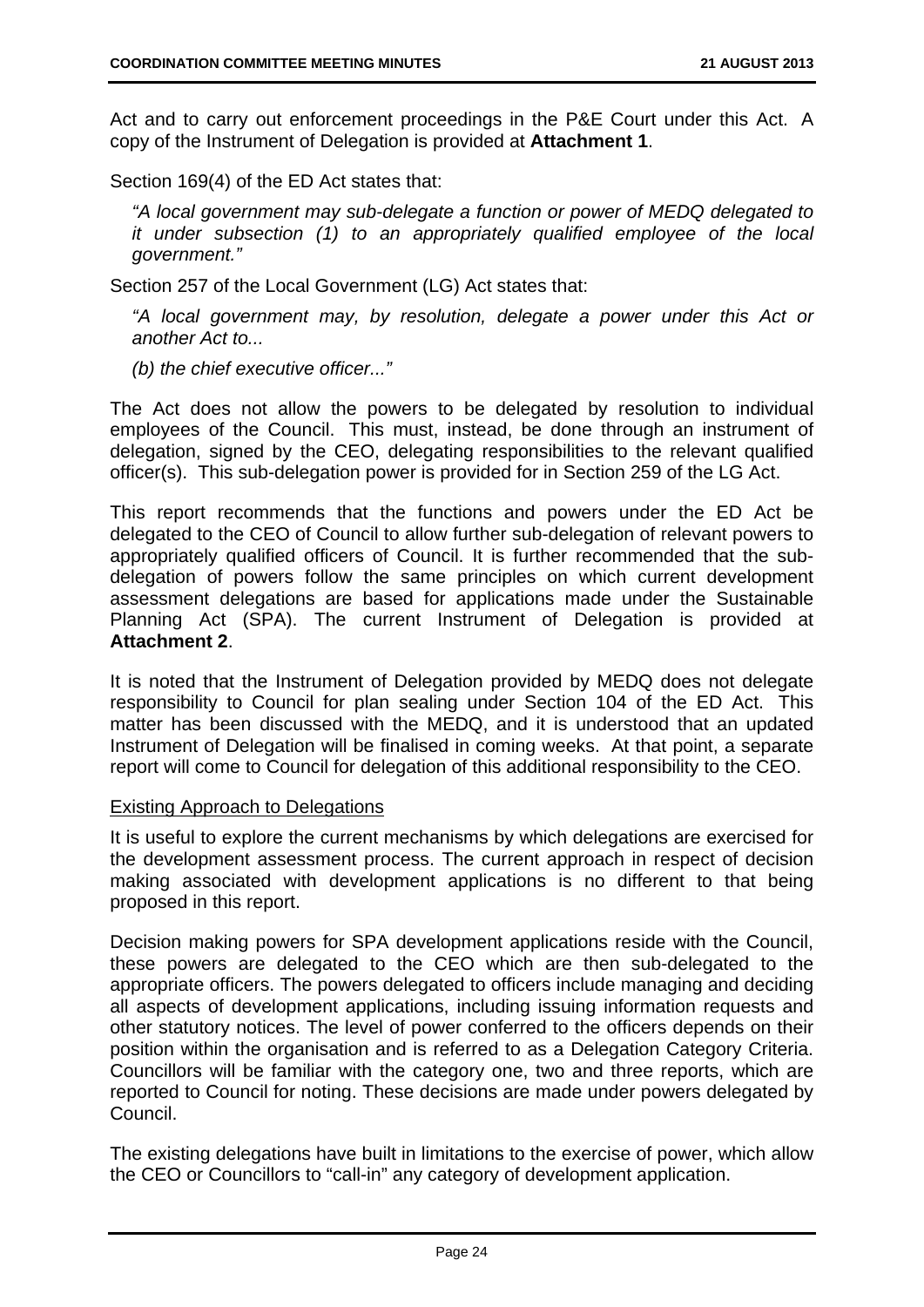Act and to carry out enforcement proceedings in the P&E Court under this Act. A copy of the Instrument of Delegation is provided at **Attachment 1**.

Section 169(4) of the ED Act states that:

> *"A local government may sub-delegate a function or power of MEDQ delegated to it under subsection (1) to an appropriately qualified employee of the local government."*

Section 257 of the Local Government (LG) Act states that:

> *"A local government may, by resolution, delegate a power under this Act or another Act to...*
>
> *(b) the chief executive officer..."*

The Act does not allow the powers to be delegated by resolution to individual employees of the Council. This must, instead, be done through an instrument of delegation, signed by the CEO, delegating responsibilities to the relevant qualified officer(s). This sub-delegation power is provided for in Section 259 of the LG Act.

This report recommends that the functions and powers under the ED Act be delegated to the CEO of Council to allow further sub-delegation of relevant powers to appropriately qualified officers of Council. It is further recommended that the sub-delegation of powers follow the same principles on which current development assessment delegations are based for applications made under the Sustainable Planning Act (SPA). The current Instrument of Delegation is provided at **Attachment 2**.

It is noted that the Instrument of Delegation provided by MEDQ does not delegate responsibility to Council for plan sealing under Section 104 of the ED Act. This matter has been discussed with the MEDQ, and it is understood that an updated Instrument of Delegation will be finalised in coming weeks. At that point, a separate report will come to Council for delegation of this additional responsibility to the CEO.

<u>Existing Approach to Delegations</u>

It is useful to explore the current mechanisms by which delegations are exercised for the development assessment process. The current approach in respect of decision making associated with development applications is no different to that being proposed in this report.

Decision making powers for SPA development applications reside with the Council, these powers are delegated to the CEO which are then sub-delegated to the appropriate officers. The powers delegated to officers include managing and deciding all aspects of development applications, including issuing information requests and other statutory notices. The level of power conferred to the officers depends on their position within the organisation and is referred to as a Delegation Category Criteria. Councillors will be familiar with the category one, two and three reports, which are reported to Council for noting. These decisions are made under powers delegated by Council.

The existing delegations have built in limitations to the exercise of power, which allow the CEO or Councillors to "call-in" any category of development application.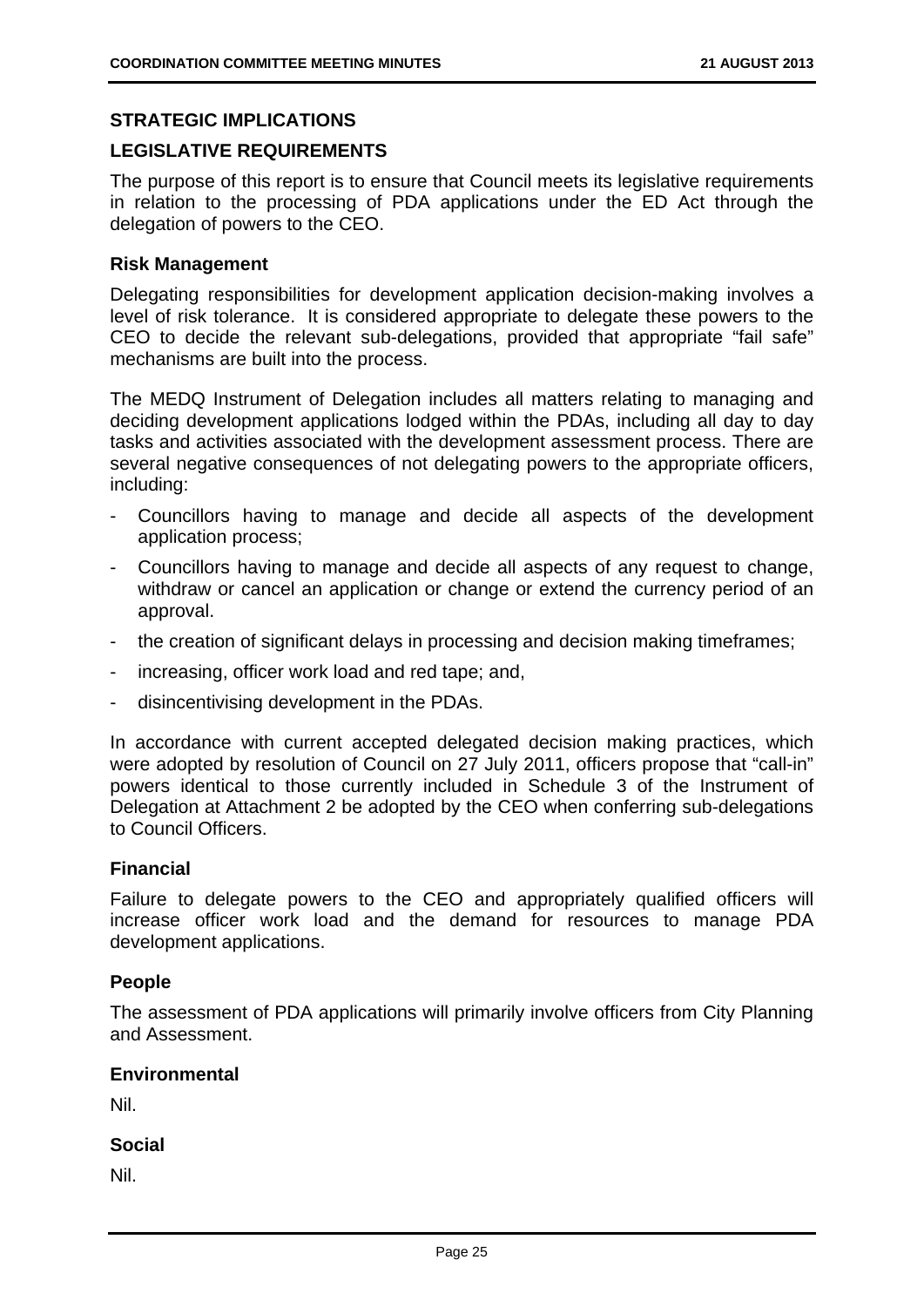## STRATEGIC IMPLICATIONS

## LEGISLATIVE REQUIREMENTS

The purpose of this report is to ensure that Council meets its legislative requirements in relation to the processing of PDA applications under the ED Act through the delegation of powers to the CEO.

### Risk Management

Delegating responsibilities for development application decision-making involves a level of risk tolerance. It is considered appropriate to delegate these powers to the CEO to decide the relevant sub-delegations, provided that appropriate "fail safe" mechanisms are built into the process.

The MEDQ Instrument of Delegation includes all matters relating to managing and deciding development applications lodged within the PDAs, including all day to day tasks and activities associated with the development assessment process. There are several negative consequences of not delegating powers to the appropriate officers, including:

- Councillors having to manage and decide all aspects of the development application process;
- Councillors having to manage and decide all aspects of any request to change, withdraw or cancel an application or change or extend the currency period of an approval.
- the creation of significant delays in processing and decision making timeframes;
- increasing, officer work load and red tape; and,
- disincentivising development in the PDAs.

In accordance with current accepted delegated decision making practices, which were adopted by resolution of Council on 27 July 2011, officers propose that "call-in" powers identical to those currently included in Schedule 3 of the Instrument of Delegation at Attachment 2 be adopted by the CEO when conferring sub-delegations to Council Officers.

### Financial

Failure to delegate powers to the CEO and appropriately qualified officers will increase officer work load and the demand for resources to manage PDA development applications.

### People

The assessment of PDA applications will primarily involve officers from City Planning and Assessment.

### Environmental

Nil.

### Social

Nil.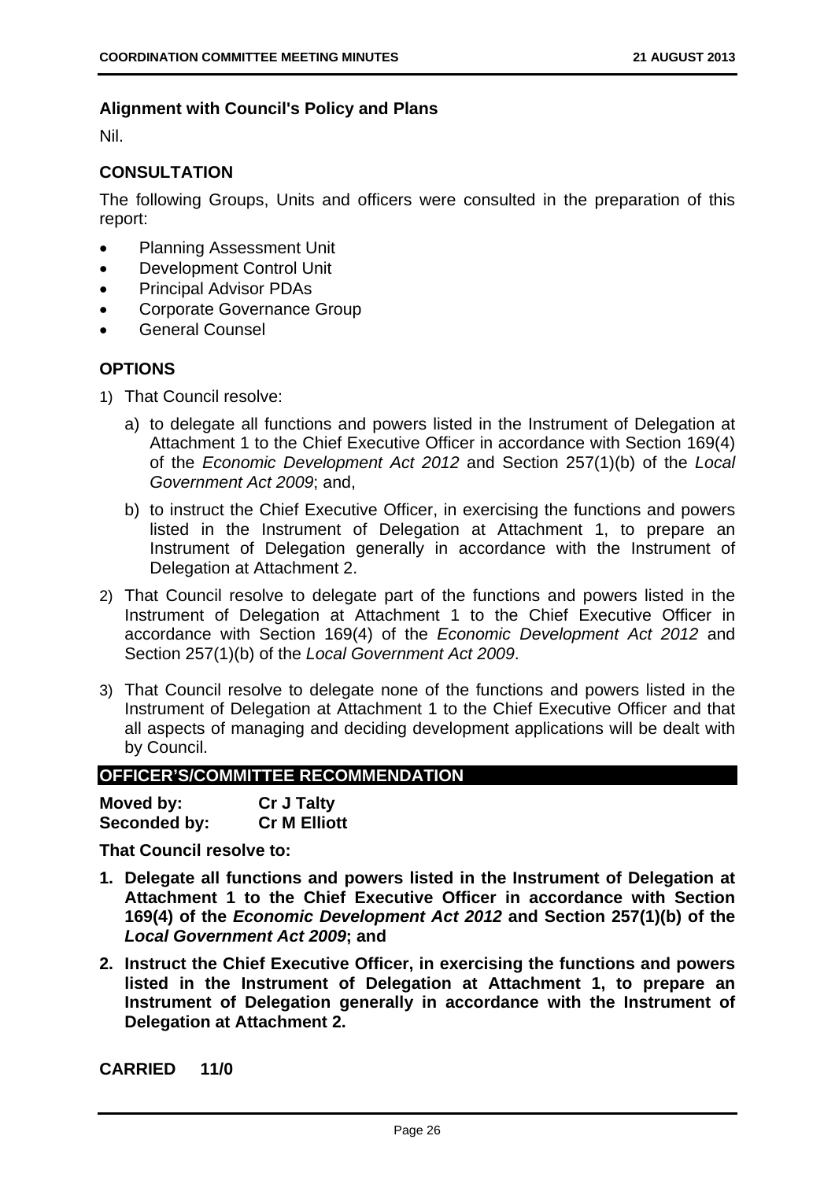**Alignment with Council's Policy and Plans**

Nil.

## CONSULTATION

The following Groups, Units and officers were consulted in the preparation of this report:

- Planning Assessment Unit
- Development Control Unit
- Principal Advisor PDAs
- Corporate Governance Group
- General Counsel

## OPTIONS

1) That Council resolve:

   a) to delegate all functions and powers listed in the Instrument of Delegation at Attachment 1 to the Chief Executive Officer in accordance with Section 169(4) of the *Economic Development Act 2012* and Section 257(1)(b) of the *Local Government Act 2009*; and,

   b) to instruct the Chief Executive Officer, in exercising the functions and powers listed in the Instrument of Delegation at Attachment 1, to prepare an Instrument of Delegation generally in accordance with the Instrument of Delegation at Attachment 2.

2) That Council resolve to delegate part of the functions and powers listed in the Instrument of Delegation at Attachment 1 to the Chief Executive Officer in accordance with Section 169(4) of the *Economic Development Act 2012* and Section 257(1)(b) of the *Local Government Act 2009*.

3) That Council resolve to delegate none of the functions and powers listed in the Instrument of Delegation at Attachment 1 to the Chief Executive Officer and that all aspects of managing and deciding development applications will be dealt with by Council.

## OFFICER'S/COMMITTEE RECOMMENDATION

**Moved by:** **Cr J Talty**
**Seconded by:** **Cr M Elliott**

**That Council resolve to:**

1. **Delegate all functions and powers listed in the Instrument of Delegation at Attachment 1 to the Chief Executive Officer in accordance with Section 169(4) of the *Economic Development Act 2012* and Section 257(1)(b) of the *Local Government Act 2009*; and**
2. **Instruct the Chief Executive Officer, in exercising the functions and powers listed in the Instrument of Delegation at Attachment 1, to prepare an Instrument of Delegation generally in accordance with the Instrument of Delegation at Attachment 2.**

**CARRIED 11/0**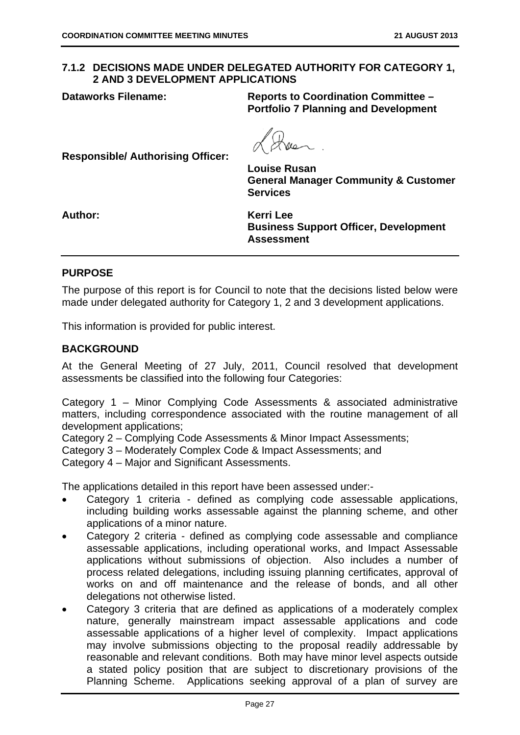## 7.1.2 DECISIONS MADE UNDER DELEGATED AUTHORITY FOR CATEGORY 1, 2 AND 3 DEVELOPMENT APPLICATIONS

**Dataworks Filename:** **Reports to Coordination Committee – Portfolio 7 Planning and Development**

**Responsible/ Authorising Officer:** **Louise Rusan**
**General Manager Community & Customer Services**

**Author:** **Kerri Lee**
**Business Support Officer, Development Assessment**

### PURPOSE

The purpose of this report is for Council to note that the decisions listed below were made under delegated authority for Category 1, 2 and 3 development applications.

This information is provided for public interest.

### BACKGROUND

At the General Meeting of 27 July, 2011, Council resolved that development assessments be classified into the following four Categories:

Category 1 – Minor Complying Code Assessments & associated administrative matters, including correspondence associated with the routine management of all development applications;
Category 2 – Complying Code Assessments & Minor Impact Assessments;
Category 3 – Moderately Complex Code & Impact Assessments; and
Category 4 – Major and Significant Assessments.

The applications detailed in this report have been assessed under:-

- Category 1 criteria - defined as complying code assessable applications, including building works assessable against the planning scheme, and other applications of a minor nature.
- Category 2 criteria - defined as complying code assessable and compliance assessable applications, including operational works, and Impact Assessable applications without submissions of objection. Also includes a number of process related delegations, including issuing planning certificates, approval of works on and off maintenance and the release of bonds, and all other delegations not otherwise listed.
- Category 3 criteria that are defined as applications of a moderately complex nature, generally mainstream impact assessable applications and code assessable applications of a higher level of complexity. Impact applications may involve submissions objecting to the proposal readily addressable by reasonable and relevant conditions. Both may have minor level aspects outside a stated policy position that are subject to discretionary provisions of the Planning Scheme. Applications seeking approval of a plan of survey are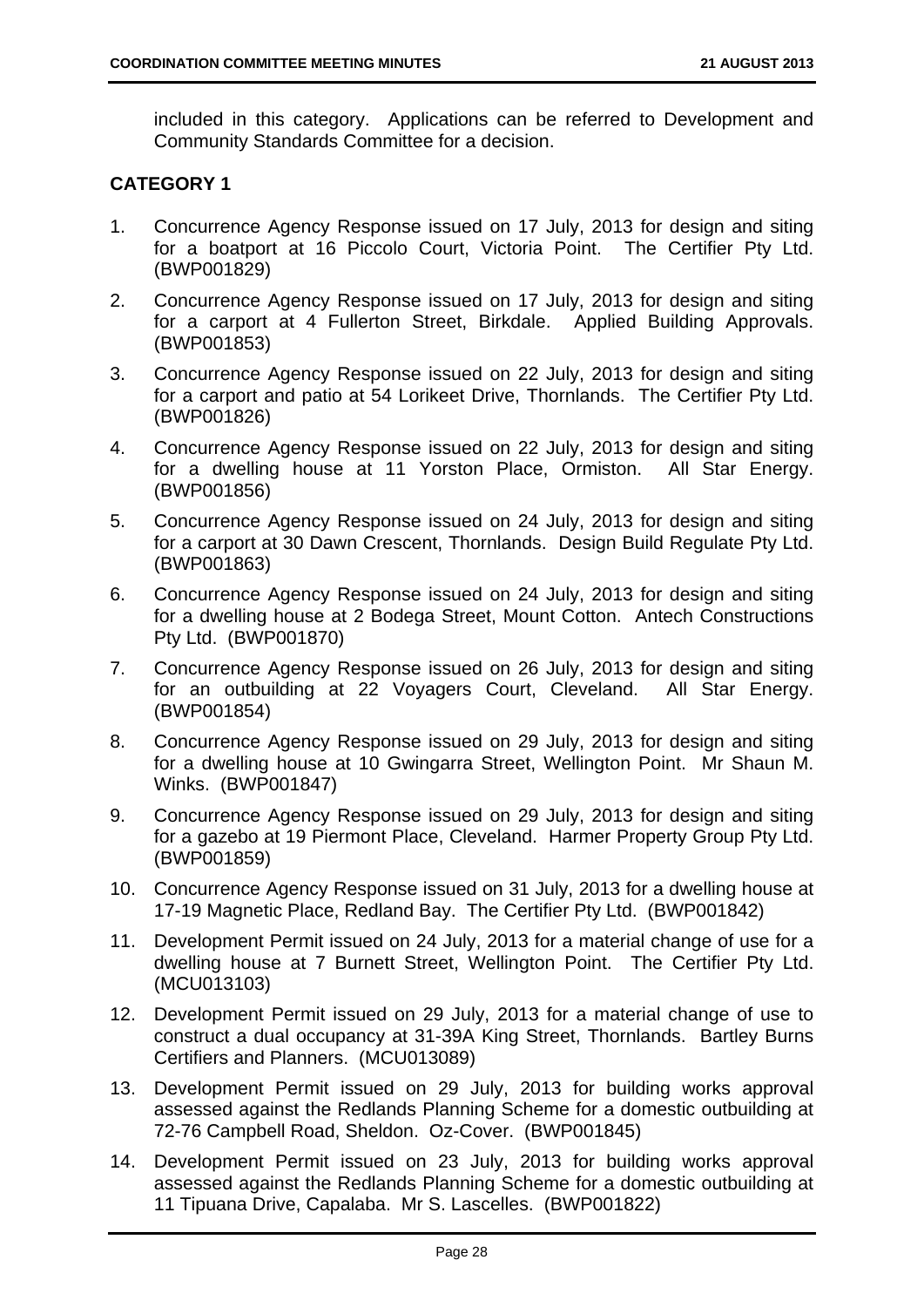included in this category. Applications can be referred to Development and Community Standards Committee for a decision.

**CATEGORY 1**

1. Concurrence Agency Response issued on 17 July, 2013 for design and siting for a boatport at 16 Piccolo Court, Victoria Point. The Certifier Pty Ltd. (BWP001829)
2. Concurrence Agency Response issued on 17 July, 2013 for design and siting for a carport at 4 Fullerton Street, Birkdale. Applied Building Approvals. (BWP001853)
3. Concurrence Agency Response issued on 22 July, 2013 for design and siting for a carport and patio at 54 Lorikeet Drive, Thornlands. The Certifier Pty Ltd. (BWP001826)
4. Concurrence Agency Response issued on 22 July, 2013 for design and siting for a dwelling house at 11 Yorston Place, Ormiston. All Star Energy. (BWP001856)
5. Concurrence Agency Response issued on 24 July, 2013 for design and siting for a carport at 30 Dawn Crescent, Thornlands. Design Build Regulate Pty Ltd. (BWP001863)
6. Concurrence Agency Response issued on 24 July, 2013 for design and siting for a dwelling house at 2 Bodega Street, Mount Cotton. Antech Constructions Pty Ltd. (BWP001870)
7. Concurrence Agency Response issued on 26 July, 2013 for design and siting for an outbuilding at 22 Voyagers Court, Cleveland. All Star Energy. (BWP001854)
8. Concurrence Agency Response issued on 29 July, 2013 for design and siting for a dwelling house at 10 Gwingarra Street, Wellington Point. Mr Shaun M. Winks. (BWP001847)
9. Concurrence Agency Response issued on 29 July, 2013 for design and siting for a gazebo at 19 Piermont Place, Cleveland. Harmer Property Group Pty Ltd. (BWP001859)
10. Concurrence Agency Response issued on 31 July, 2013 for a dwelling house at 17-19 Magnetic Place, Redland Bay. The Certifier Pty Ltd. (BWP001842)
11. Development Permit issued on 24 July, 2013 for a material change of use for a dwelling house at 7 Burnett Street, Wellington Point. The Certifier Pty Ltd. (MCU013103)
12. Development Permit issued on 29 July, 2013 for a material change of use to construct a dual occupancy at 31-39A King Street, Thornlands. Bartley Burns Certifiers and Planners. (MCU013089)
13. Development Permit issued on 29 July, 2013 for building works approval assessed against the Redlands Planning Scheme for a domestic outbuilding at 72-76 Campbell Road, Sheldon. Oz-Cover. (BWP001845)
14. Development Permit issued on 23 July, 2013 for building works approval assessed against the Redlands Planning Scheme for a domestic outbuilding at 11 Tipuana Drive, Capalaba. Mr S. Lascelles. (BWP001822)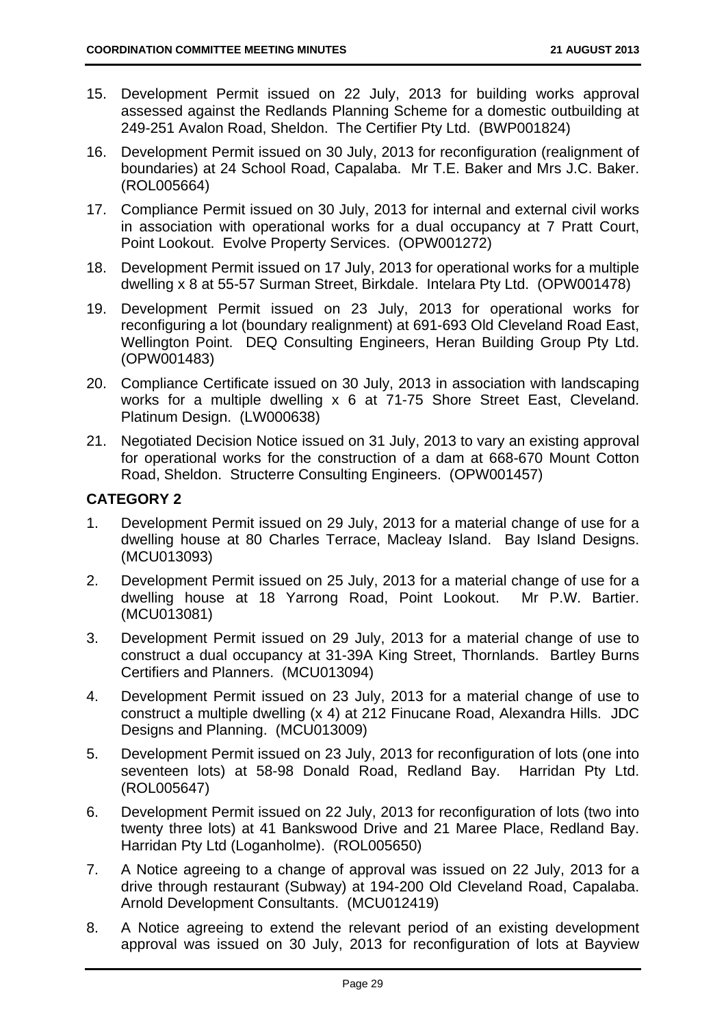15. Development Permit issued on 22 July, 2013 for building works approval assessed against the Redlands Planning Scheme for a domestic outbuilding at 249-251 Avalon Road, Sheldon. The Certifier Pty Ltd. (BWP001824)

16. Development Permit issued on 30 July, 2013 for reconfiguration (realignment of boundaries) at 24 School Road, Capalaba. Mr T.E. Baker and Mrs J.C. Baker. (ROL005664)

17. Compliance Permit issued on 30 July, 2013 for internal and external civil works in association with operational works for a dual occupancy at 7 Pratt Court, Point Lookout. Evolve Property Services. (OPW001272)

18. Development Permit issued on 17 July, 2013 for operational works for a multiple dwelling x 8 at 55-57 Surman Street, Birkdale. Intelara Pty Ltd. (OPW001478)

19. Development Permit issued on 23 July, 2013 for operational works for reconfiguring a lot (boundary realignment) at 691-693 Old Cleveland Road East, Wellington Point. DEQ Consulting Engineers, Heran Building Group Pty Ltd. (OPW001483)

20. Compliance Certificate issued on 30 July, 2013 in association with landscaping works for a multiple dwelling x 6 at 71-75 Shore Street East, Cleveland. Platinum Design. (LW000638)

21. Negotiated Decision Notice issued on 31 July, 2013 to vary an existing approval for operational works for the construction of a dam at 668-670 Mount Cotton Road, Sheldon. Structerre Consulting Engineers. (OPW001457)

## CATEGORY 2

1. Development Permit issued on 29 July, 2013 for a material change of use for a dwelling house at 80 Charles Terrace, Macleay Island. Bay Island Designs. (MCU013093)

2. Development Permit issued on 25 July, 2013 for a material change of use for a dwelling house at 18 Yarrong Road, Point Lookout. Mr P.W. Bartier. (MCU013081)

3. Development Permit issued on 29 July, 2013 for a material change of use to construct a dual occupancy at 31-39A King Street, Thornlands. Bartley Burns Certifiers and Planners. (MCU013094)

4. Development Permit issued on 23 July, 2013 for a material change of use to construct a multiple dwelling (x 4) at 212 Finucane Road, Alexandra Hills. JDC Designs and Planning. (MCU013009)

5. Development Permit issued on 23 July, 2013 for reconfiguration of lots (one into seventeen lots) at 58-98 Donald Road, Redland Bay. Harridan Pty Ltd. (ROL005647)

6. Development Permit issued on 22 July, 2013 for reconfiguration of lots (two into twenty three lots) at 41 Bankswood Drive and 21 Maree Place, Redland Bay. Harridan Pty Ltd (Loganholme). (ROL005650)

7. A Notice agreeing to a change of approval was issued on 22 July, 2013 for a drive through restaurant (Subway) at 194-200 Old Cleveland Road, Capalaba. Arnold Development Consultants. (MCU012419)

8. A Notice agreeing to extend the relevant period of an existing development approval was issued on 30 July, 2013 for reconfiguration of lots at Bayview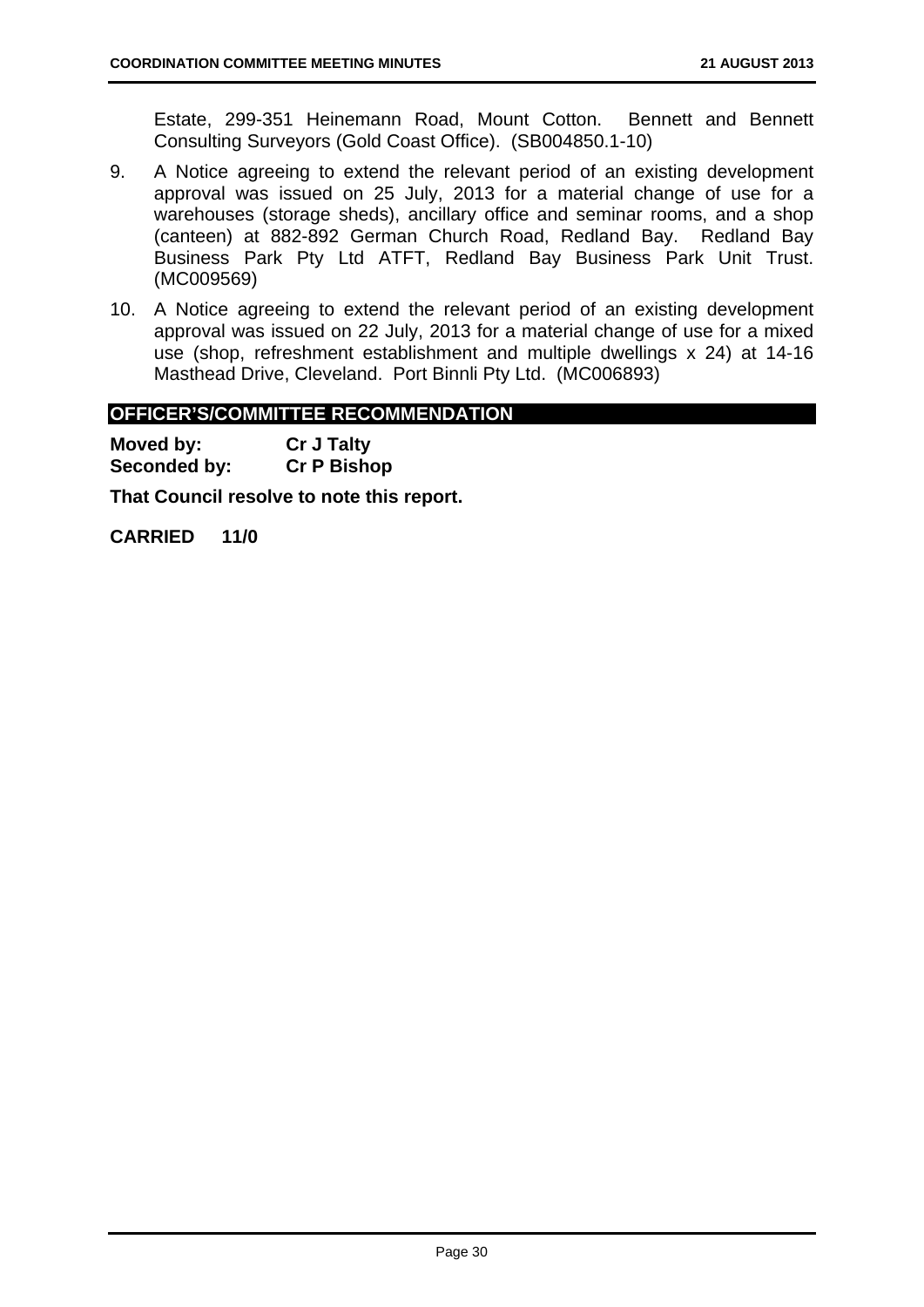Estate, 299-351 Heinemann Road, Mount Cotton. Bennett and Bennett Consulting Surveyors (Gold Coast Office). (SB004850.1-10)

9. A Notice agreeing to extend the relevant period of an existing development approval was issued on 25 July, 2013 for a material change of use for a warehouses (storage sheds), ancillary office and seminar rooms, and a shop (canteen) at 882-892 German Church Road, Redland Bay. Redland Bay Business Park Pty Ltd ATFT, Redland Bay Business Park Unit Trust. (MC009569)
10. A Notice agreeing to extend the relevant period of an existing development approval was issued on 22 July, 2013 for a material change of use for a mixed use (shop, refreshment establishment and multiple dwellings x 24) at 14-16 Masthead Drive, Cleveland. Port Binnli Pty Ltd. (MC006893)

## OFFICER'S/COMMITTEE RECOMMENDATION

**Moved by:** **Cr J Talty**
**Seconded by:** **Cr P Bishop**

**That Council resolve to note this report.**

**CARRIED 11/0**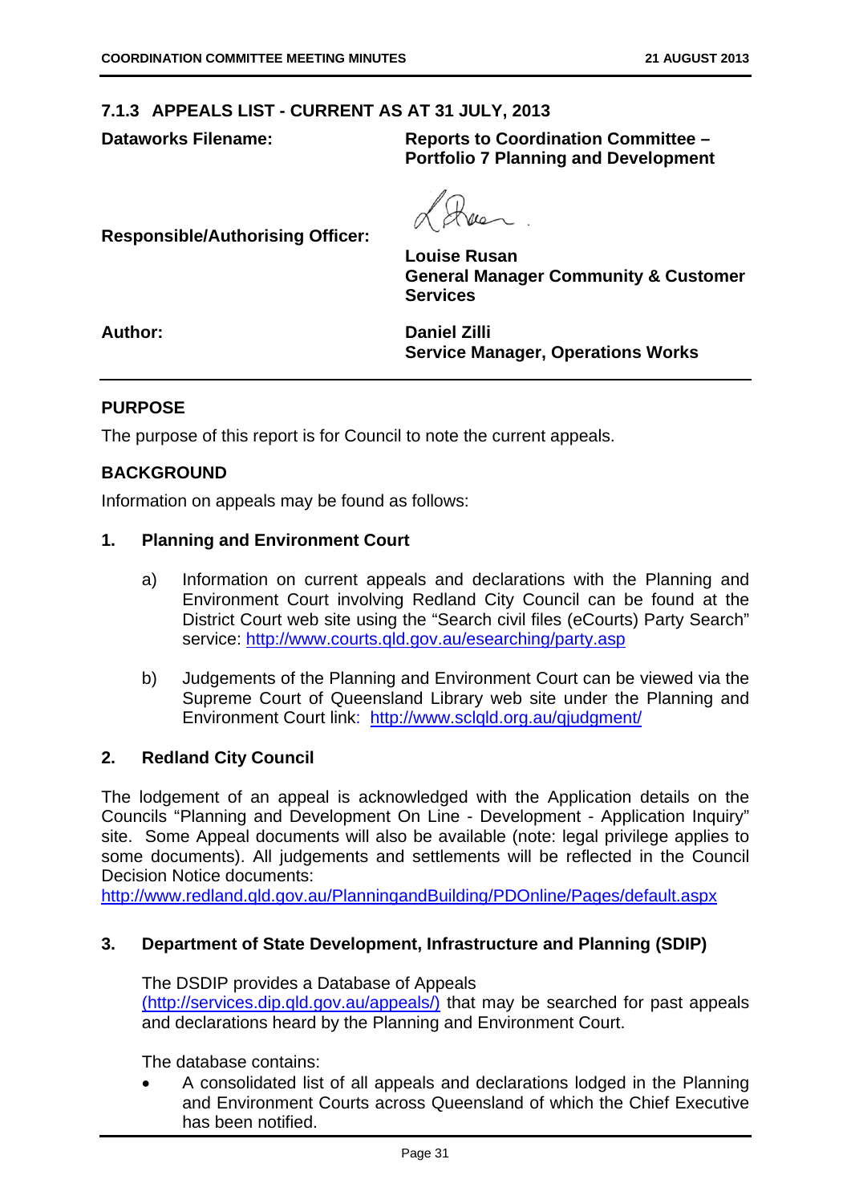### 7.1.3 APPEALS LIST - CURRENT AS AT 31 JULY, 2013

**Dataworks Filename:** **Reports to Coordination Committee – Portfolio 7 Planning and Development**

**Responsible/Authorising Officer:** **Louise Rusan**
**General Manager Community & Customer Services**

**Author:** **Daniel Zilli**
**Service Manager, Operations Works**

## PURPOSE

The purpose of this report is for Council to note the current appeals.

## BACKGROUND

Information on appeals may be found as follows:

### 1. Planning and Environment Court

a) Information on current appeals and declarations with the Planning and Environment Court involving Redland City Council can be found at the District Court web site using the "Search civil files (eCourts) Party Search" service: http://www.courts.qld.gov.au/esearching/party.asp

b) Judgements of the Planning and Environment Court can be viewed via the Supreme Court of Queensland Library web site under the Planning and Environment Court link: http://www.sclqld.org.au/qjudgment/

### 2. Redland City Council

The lodgement of an appeal is acknowledged with the Application details on the Councils "Planning and Development On Line - Development - Application Inquiry" site. Some Appeal documents will also be available (note: legal privilege applies to some documents). All judgements and settlements will be reflected in the Council Decision Notice documents:
http://www.redland.qld.gov.au/PlanningandBuilding/PDOnline/Pages/default.aspx

### 3. Department of State Development, Infrastructure and Planning (SDIP)

The DSDIP provides a Database of Appeals (http://services.dip.qld.gov.au/appeals/) that may be searched for past appeals and declarations heard by the Planning and Environment Court.

The database contains:

- A consolidated list of all appeals and declarations lodged in the Planning and Environment Courts across Queensland of which the Chief Executive has been notified.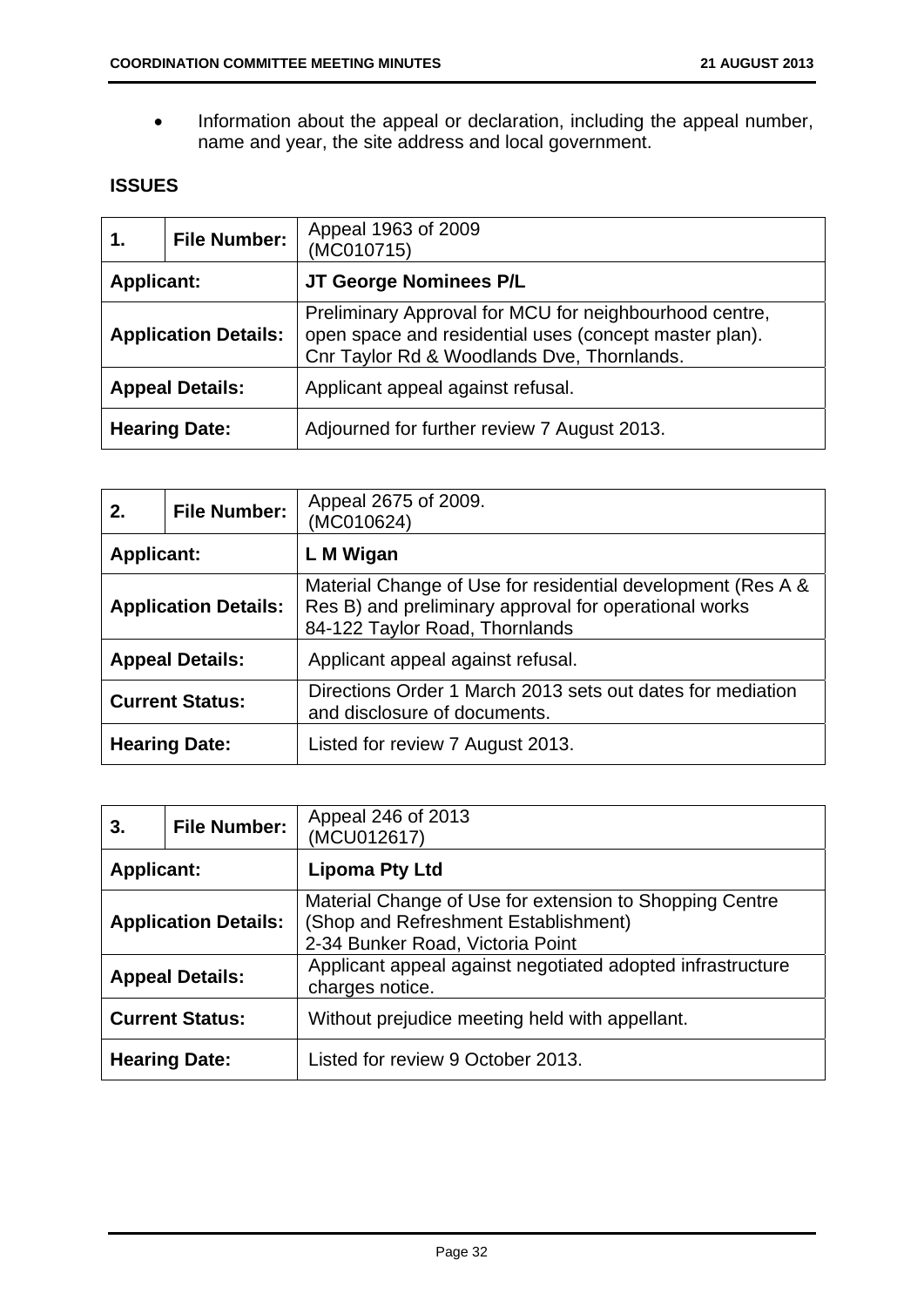- Information about the appeal or declaration, including the appeal number, name and year, the site address and local government.

**ISSUES**

| 1. | File Number: | Appeal 1963 of 2009<br>(MC010715) |
|---|---|---|
| **Applicant:** | | **JT George Nominees P/L** |
| **Application Details:** | | Preliminary Approval for MCU for neighbourhood centre, open space and residential uses (concept master plan).<br>Cnr Taylor Rd & Woodlands Dve, Thornlands. |
| **Appeal Details:** | | Applicant appeal against refusal. |
| **Hearing Date:** | | Adjourned for further review 7 August 2013. |

| 2. | File Number: | Appeal 2675 of 2009.<br>(MC010624) |
|---|---|---|
| **Applicant:** | | **L M Wigan** |
| **Application Details:** | | Material Change of Use for residential development (Res A & Res B) and preliminary approval for operational works<br>84-122 Taylor Road, Thornlands |
| **Appeal Details:** | | Applicant appeal against refusal. |
| **Current Status:** | | Directions Order 1 March 2013 sets out dates for mediation and disclosure of documents. |
| **Hearing Date:** | | Listed for review 7 August 2013. |

| 3. | File Number: | Appeal 246 of 2013<br>(MCU012617) |
|---|---|---|
| **Applicant:** | | **Lipoma Pty Ltd** |
| **Application Details:** | | Material Change of Use for extension to Shopping Centre (Shop and Refreshment Establishment)<br>2-34 Bunker Road, Victoria Point |
| **Appeal Details:** | | Applicant appeal against negotiated adopted infrastructure charges notice. |
| **Current Status:** | | Without prejudice meeting held with appellant. |
| **Hearing Date:** | | Listed for review 9 October 2013. |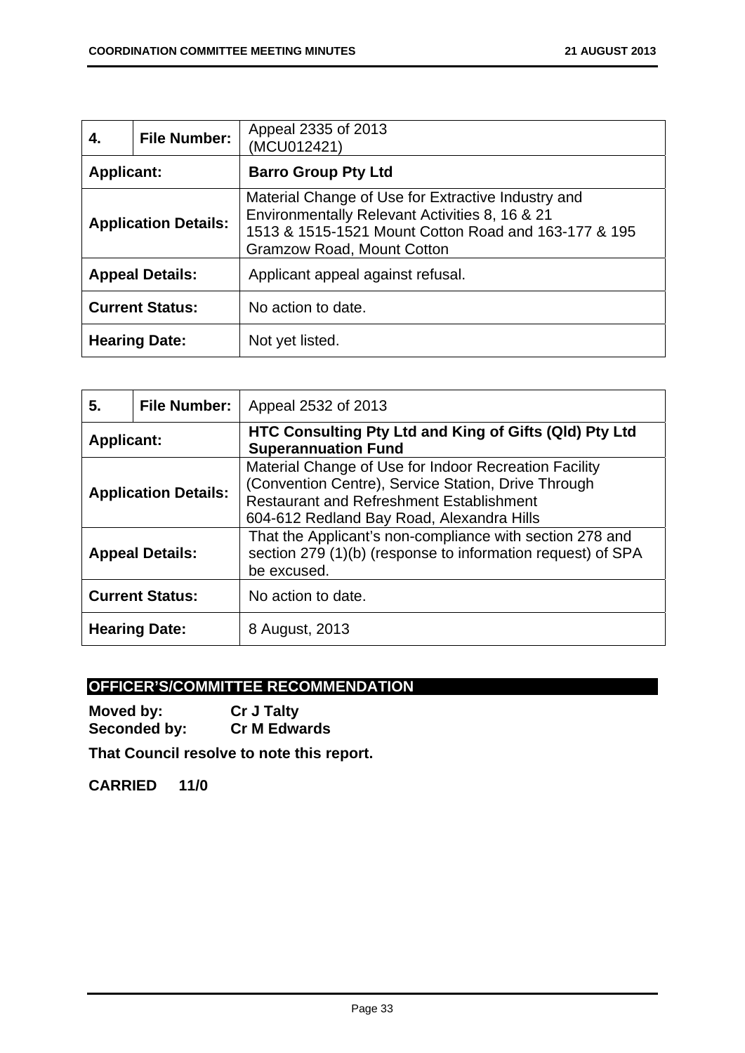| 4. | File Number: | Appeal 2335 of 2013 (MCU012421) |
|---|---|---|
| **Applicant:** | | **Barro Group Pty Ltd** |
| **Application Details:** | | Material Change of Use for Extractive Industry and Environmentally Relevant Activities 8, 16 & 21<br>1513 & 1515-1521 Mount Cotton Road and 163-177 & 195 Gramzow Road, Mount Cotton |
| **Appeal Details:** | | Applicant appeal against refusal. |
| **Current Status:** | | No action to date. |
| **Hearing Date:** | | Not yet listed. |

| 5. | File Number: | Appeal 2532 of 2013 |
|---|---|---|
| **Applicant:** | | **HTC Consulting Pty Ltd and King of Gifts (Qld) Pty Ltd Superannuation Fund** |
| **Application Details:** | | Material Change of Use for Indoor Recreation Facility (Convention Centre), Service Station, Drive Through Restaurant and Refreshment Establishment<br>604-612 Redland Bay Road, Alexandra Hills |
| **Appeal Details:** | | That the Applicant's non-compliance with section 278 and section 279 (1)(b) (response to information request) of SPA be excused. |
| **Current Status:** | | No action to date. |
| **Hearing Date:** | | 8 August, 2013 |

## OFFICER'S/COMMITTEE RECOMMENDATION

**Moved by:** **Cr J Talty**
**Seconded by:** **Cr M Edwards**

**That Council resolve to note this report.**

**CARRIED 11/0**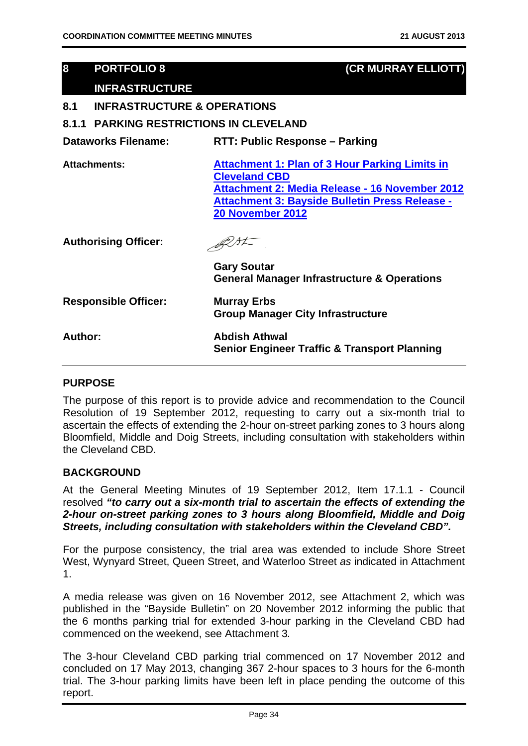## 8 PORTFOLIO 8 (CR MURRAY ELLIOTT)

## INFRASTRUCTURE

### 8.1 INFRASTRUCTURE & OPERATIONS

### 8.1.1 PARKING RESTRICTIONS IN CLEVELAND

**Dataworks Filename:** **RTT: Public Response – Parking**

**Attachments:** **Attachment 1: Plan of 3 Hour Parking Limits in Cleveland CBD**
**Attachment 2: Media Release - 16 November 2012**
**Attachment 3: Bayside Bulletin Press Release - 20 November 2012**

**Authorising Officer:**

**Gary Soutar**
**General Manager Infrastructure & Operations**

**Responsible Officer:** **Murray Erbs**
**Group Manager City Infrastructure**

**Author:** **Abdish Athwal**
**Senior Engineer Traffic & Transport Planning**

---

**PURPOSE**

The purpose of this report is to provide advice and recommendation to the Council Resolution of 19 September 2012, requesting to carry out a six-month trial to ascertain the effects of extending the 2-hour on-street parking zones to 3 hours along Bloomfield, Middle and Doig Streets, including consultation with stakeholders within the Cleveland CBD.

**BACKGROUND**

At the General Meeting Minutes of 19 September 2012, Item 17.1.1 - Council resolved ***"to carry out a six-month trial to ascertain the effects of extending the 2-hour on-street parking zones to 3 hours along Bloomfield, Middle and Doig Streets, including consultation with stakeholders within the Cleveland CBD".***

For the purpose consistency, the trial area was extended to include Shore Street West, Wynyard Street, Queen Street, and Waterloo Street *as* indicated in Attachment 1.

A media release was given on 16 November 2012, see Attachment 2, which was published in the "Bayside Bulletin" on 20 November 2012 informing the public that the 6 months parking trial for extended 3-hour parking in the Cleveland CBD had commenced on the weekend, see Attachment 3*.*

The 3-hour Cleveland CBD parking trial commenced on 17 November 2012 and concluded on 17 May 2013, changing 367 2-hour spaces to 3 hours for the 6-month trial. The 3-hour parking limits have been left in place pending the outcome of this report.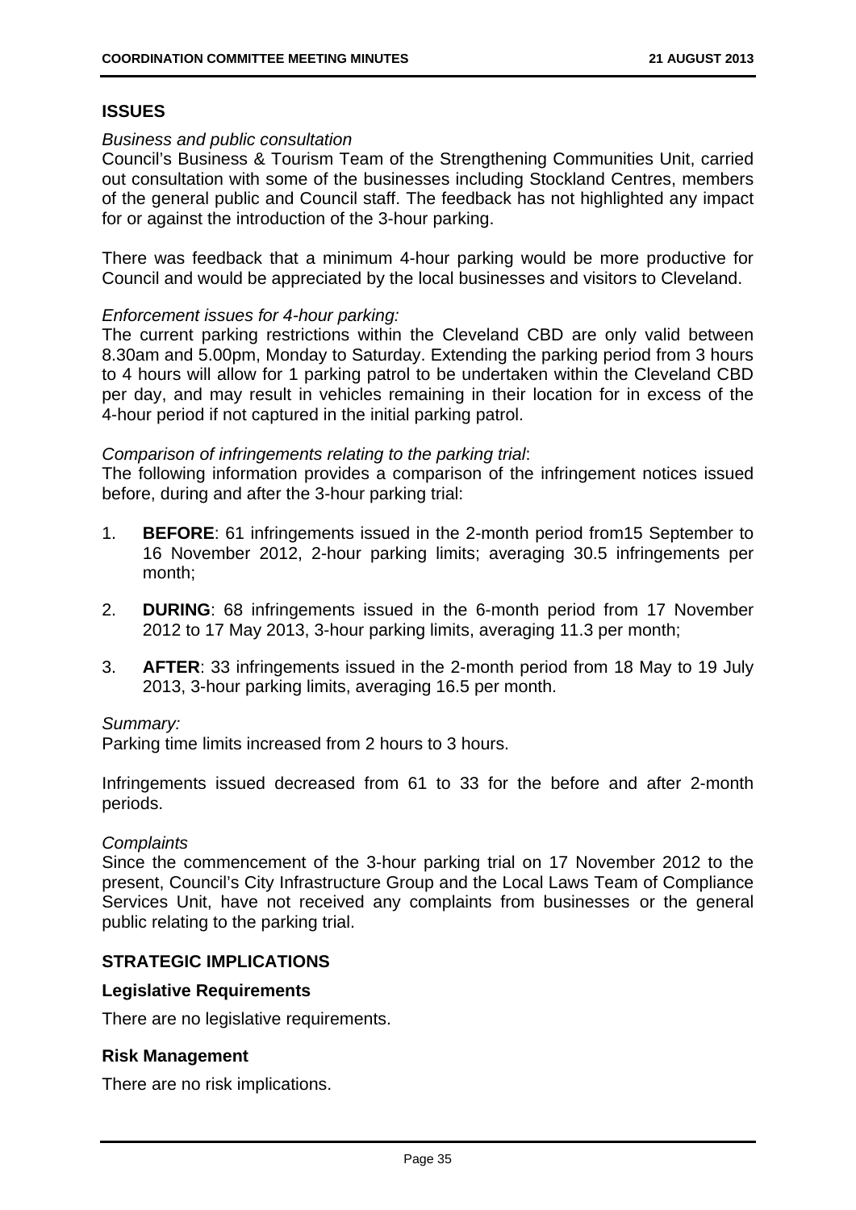## ISSUES

*Business and public consultation*
Council's Business & Tourism Team of the Strengthening Communities Unit, carried out consultation with some of the businesses including Stockland Centres, members of the general public and Council staff. The feedback has not highlighted any impact for or against the introduction of the 3-hour parking.

There was feedback that a minimum 4-hour parking would be more productive for Council and would be appreciated by the local businesses and visitors to Cleveland.

*Enforcement issues for 4-hour parking:*
The current parking restrictions within the Cleveland CBD are only valid between 8.30am and 5.00pm, Monday to Saturday. Extending the parking period from 3 hours to 4 hours will allow for 1 parking patrol to be undertaken within the Cleveland CBD per day, and may result in vehicles remaining in their location for in excess of the 4-hour period if not captured in the initial parking patrol.

*Comparison of infringements relating to the parking trial*:
The following information provides a comparison of the infringement notices issued before, during and after the 3-hour parking trial:

1. **BEFORE**: 61 infringements issued in the 2-month period from15 September to 16 November 2012, 2-hour parking limits; averaging 30.5 infringements per month;

2. **DURING**: 68 infringements issued in the 6-month period from 17 November 2012 to 17 May 2013, 3-hour parking limits, averaging 11.3 per month;

3. **AFTER**: 33 infringements issued in the 2-month period from 18 May to 19 July 2013, 3-hour parking limits, averaging 16.5 per month.

*Summary:*
Parking time limits increased from 2 hours to 3 hours.

Infringements issued decreased from 61 to 33 for the before and after 2-month periods.

*Complaints*
Since the commencement of the 3-hour parking trial on 17 November 2012 to the present, Council's City Infrastructure Group and the Local Laws Team of Compliance Services Unit, have not received any complaints from businesses or the general public relating to the parking trial.

## STRATEGIC IMPLICATIONS

### Legislative Requirements

There are no legislative requirements.

### Risk Management

There are no risk implications.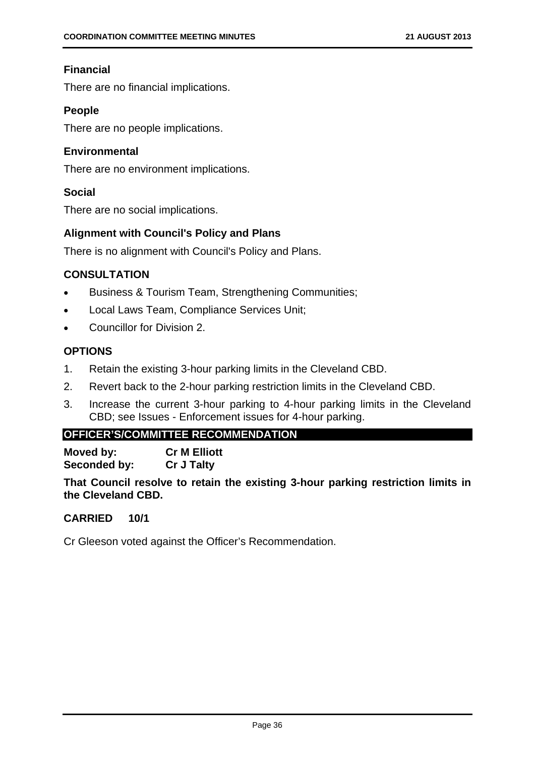### Financial

There are no financial implications.

### People

There are no people implications.

### Environmental

There are no environment implications.

### Social

There are no social implications.

### Alignment with Council's Policy and Plans

There is no alignment with Council's Policy and Plans.

## CONSULTATION

- Business & Tourism Team, Strengthening Communities;
- Local Laws Team, Compliance Services Unit;
- Councillor for Division 2.

## OPTIONS

1. Retain the existing 3-hour parking limits in the Cleveland CBD.
2. Revert back to the 2-hour parking restriction limits in the Cleveland CBD.
3. Increase the current 3-hour parking to 4-hour parking limits in the Cleveland CBD; see Issues - Enforcement issues for 4-hour parking.

## OFFICER'S/COMMITTEE RECOMMENDATION

**Moved by:** **Cr M Elliott**
**Seconded by:** **Cr J Talty**

**That Council resolve to retain the existing 3-hour parking restriction limits in the Cleveland CBD.**

**CARRIED 10/1**

Cr Gleeson voted against the Officer's Recommendation.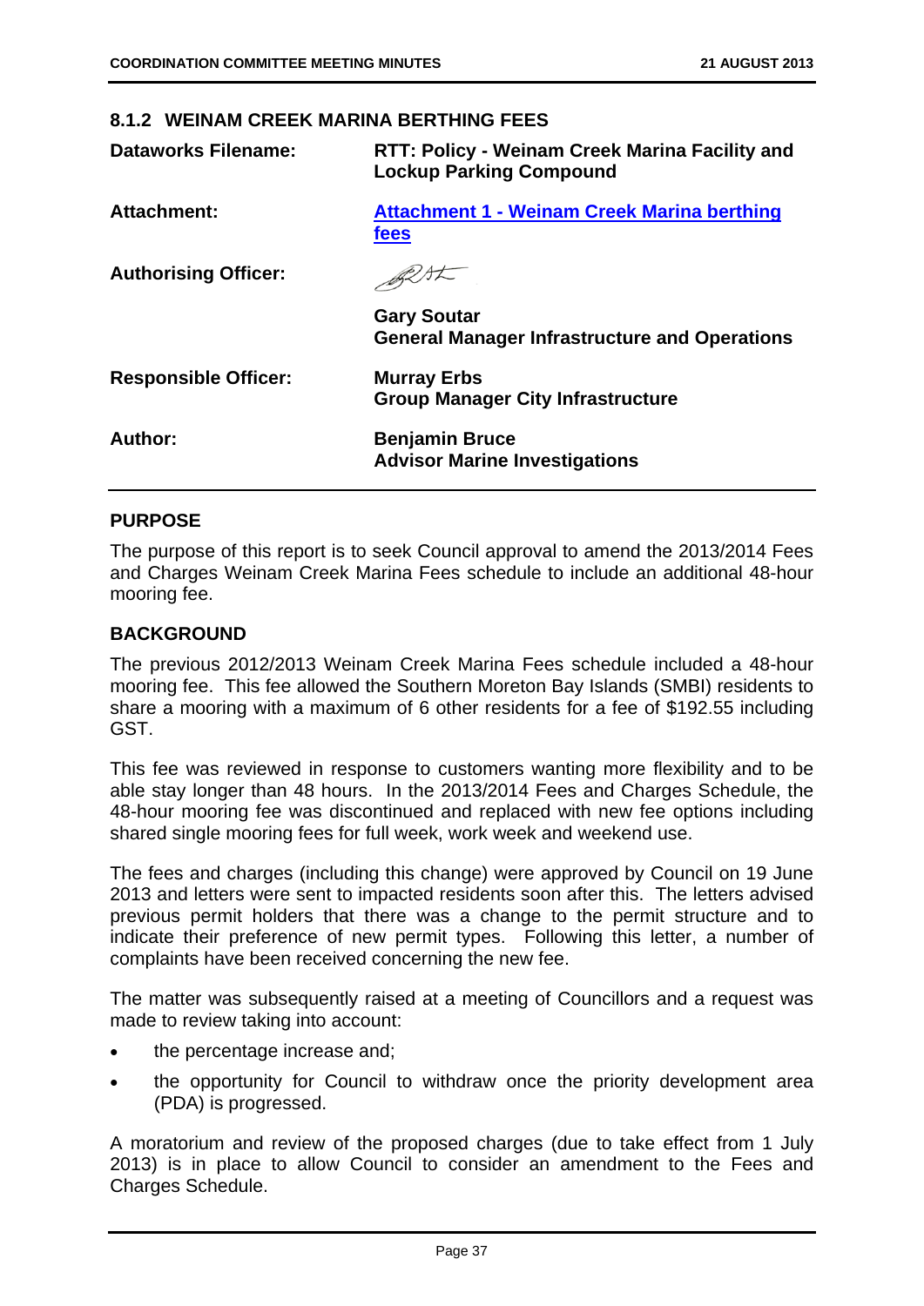### 8.1.2 WEINAM CREEK MARINA BERTHING FEES

| | |
|---|---|
| **Dataworks Filename:** | **RTT: Policy - Weinam Creek Marina Facility and Lockup Parking Compound** |
| **Attachment:** | **Attachment 1 - Weinam Creek Marina berthing fees** |
| **Authorising Officer:** | **Gary Soutar**<br>**General Manager Infrastructure and Operations** |
| **Responsible Officer:** | **Murray Erbs**<br>**Group Manager City Infrastructure** |
| **Author:** | **Benjamin Bruce**<br>**Advisor Marine Investigations** |

**PURPOSE**

The purpose of this report is to seek Council approval to amend the 2013/2014 Fees and Charges Weinam Creek Marina Fees schedule to include an additional 48-hour mooring fee.

**BACKGROUND**

The previous 2012/2013 Weinam Creek Marina Fees schedule included a 48-hour mooring fee. This fee allowed the Southern Moreton Bay Islands (SMBI) residents to share a mooring with a maximum of 6 other residents for a fee of $192.55 including GST.

This fee was reviewed in response to customers wanting more flexibility and to be able stay longer than 48 hours. In the 2013/2014 Fees and Charges Schedule, the 48-hour mooring fee was discontinued and replaced with new fee options including shared single mooring fees for full week, work week and weekend use.

The fees and charges (including this change) were approved by Council on 19 June 2013 and letters were sent to impacted residents soon after this. The letters advised previous permit holders that there was a change to the permit structure and to indicate their preference of new permit types. Following this letter, a number of complaints have been received concerning the new fee.

The matter was subsequently raised at a meeting of Councillors and a request was made to review taking into account:

- the percentage increase and;
- the opportunity for Council to withdraw once the priority development area (PDA) is progressed.

A moratorium and review of the proposed charges (due to take effect from 1 July 2013) is in place to allow Council to consider an amendment to the Fees and Charges Schedule.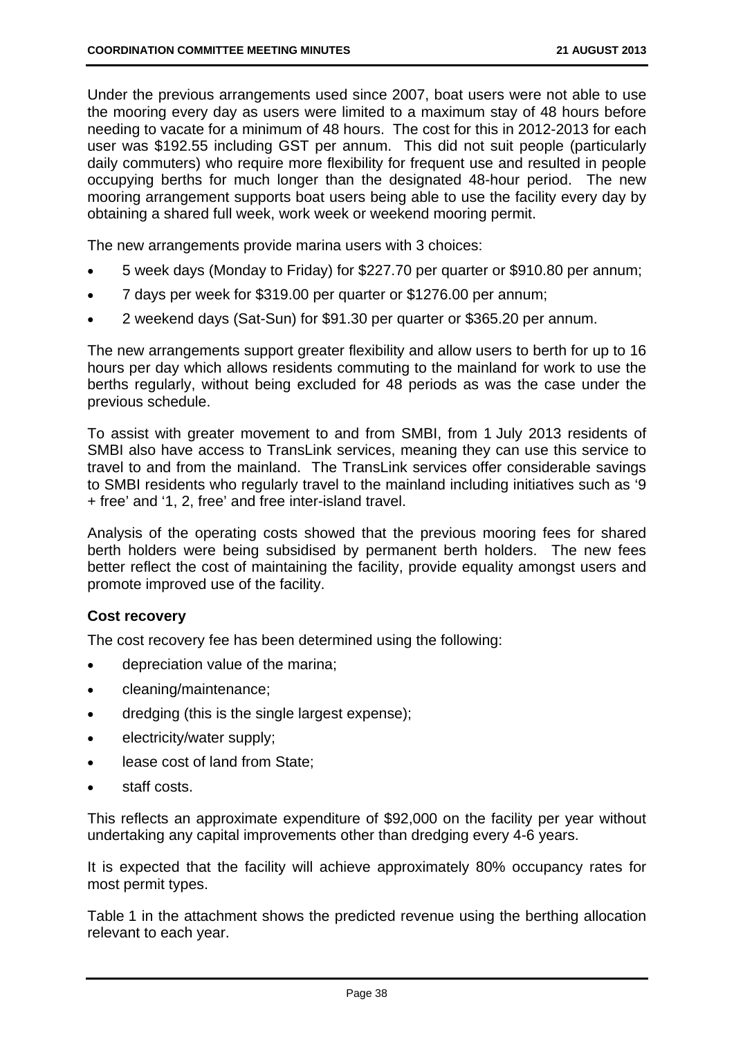Under the previous arrangements used since 2007, boat users were not able to use the mooring every day as users were limited to a maximum stay of 48 hours before needing to vacate for a minimum of 48 hours. The cost for this in 2012-2013 for each user was $192.55 including GST per annum. This did not suit people (particularly daily commuters) who require more flexibility for frequent use and resulted in people occupying berths for much longer than the designated 48-hour period. The new mooring arrangement supports boat users being able to use the facility every day by obtaining a shared full week, work week or weekend mooring permit.

The new arrangements provide marina users with 3 choices:

- 5 week days (Monday to Friday) for $227.70 per quarter or $910.80 per annum;
- 7 days per week for $319.00 per quarter or $1276.00 per annum;
- 2 weekend days (Sat-Sun) for $91.30 per quarter or $365.20 per annum.

The new arrangements support greater flexibility and allow users to berth for up to 16 hours per day which allows residents commuting to the mainland for work to use the berths regularly, without being excluded for 48 periods as was the case under the previous schedule.

To assist with greater movement to and from SMBI, from 1 July 2013 residents of SMBI also have access to TransLink services, meaning they can use this service to travel to and from the mainland. The TransLink services offer considerable savings to SMBI residents who regularly travel to the mainland including initiatives such as '9 + free' and '1, 2, free' and free inter-island travel.

Analysis of the operating costs showed that the previous mooring fees for shared berth holders were being subsidised by permanent berth holders. The new fees better reflect the cost of maintaining the facility, provide equality amongst users and promote improved use of the facility.

**Cost recovery**

The cost recovery fee has been determined using the following:

- depreciation value of the marina;
- cleaning/maintenance;
- dredging (this is the single largest expense);
- electricity/water supply;
- lease cost of land from State;
- staff costs.

This reflects an approximate expenditure of $92,000 on the facility per year without undertaking any capital improvements other than dredging every 4-6 years.

It is expected that the facility will achieve approximately 80% occupancy rates for most permit types.

Table 1 in the attachment shows the predicted revenue using the berthing allocation relevant to each year.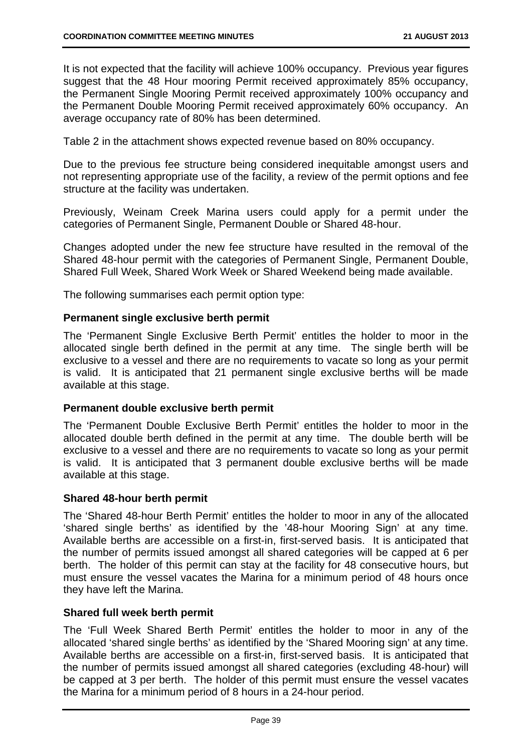It is not expected that the facility will achieve 100% occupancy. Previous year figures suggest that the 48 Hour mooring Permit received approximately 85% occupancy, the Permanent Single Mooring Permit received approximately 100% occupancy and the Permanent Double Mooring Permit received approximately 60% occupancy. An average occupancy rate of 80% has been determined.

Table 2 in the attachment shows expected revenue based on 80% occupancy.

Due to the previous fee structure being considered inequitable amongst users and not representing appropriate use of the facility, a review of the permit options and fee structure at the facility was undertaken.

Previously, Weinam Creek Marina users could apply for a permit under the categories of Permanent Single, Permanent Double or Shared 48-hour.

Changes adopted under the new fee structure have resulted in the removal of the Shared 48-hour permit with the categories of Permanent Single, Permanent Double, Shared Full Week, Shared Work Week or Shared Weekend being made available.

The following summarises each permit option type:

**Permanent single exclusive berth permit**

The 'Permanent Single Exclusive Berth Permit' entitles the holder to moor in the allocated single berth defined in the permit at any time. The single berth will be exclusive to a vessel and there are no requirements to vacate so long as your permit is valid. It is anticipated that 21 permanent single exclusive berths will be made available at this stage.

**Permanent double exclusive berth permit**

The 'Permanent Double Exclusive Berth Permit' entitles the holder to moor in the allocated double berth defined in the permit at any time. The double berth will be exclusive to a vessel and there are no requirements to vacate so long as your permit is valid. It is anticipated that 3 permanent double exclusive berths will be made available at this stage.

**Shared 48-hour berth permit**

The 'Shared 48-hour Berth Permit' entitles the holder to moor in any of the allocated 'shared single berths' as identified by the '48-hour Mooring Sign' at any time. Available berths are accessible on a first-in, first-served basis. It is anticipated that the number of permits issued amongst all shared categories will be capped at 6 per berth. The holder of this permit can stay at the facility for 48 consecutive hours, but must ensure the vessel vacates the Marina for a minimum period of 48 hours once they have left the Marina.

**Shared full week berth permit**

The 'Full Week Shared Berth Permit' entitles the holder to moor in any of the allocated 'shared single berths' as identified by the 'Shared Mooring sign' at any time. Available berths are accessible on a first-in, first-served basis. It is anticipated that the number of permits issued amongst all shared categories (excluding 48-hour) will be capped at 3 per berth. The holder of this permit must ensure the vessel vacates the Marina for a minimum period of 8 hours in a 24-hour period.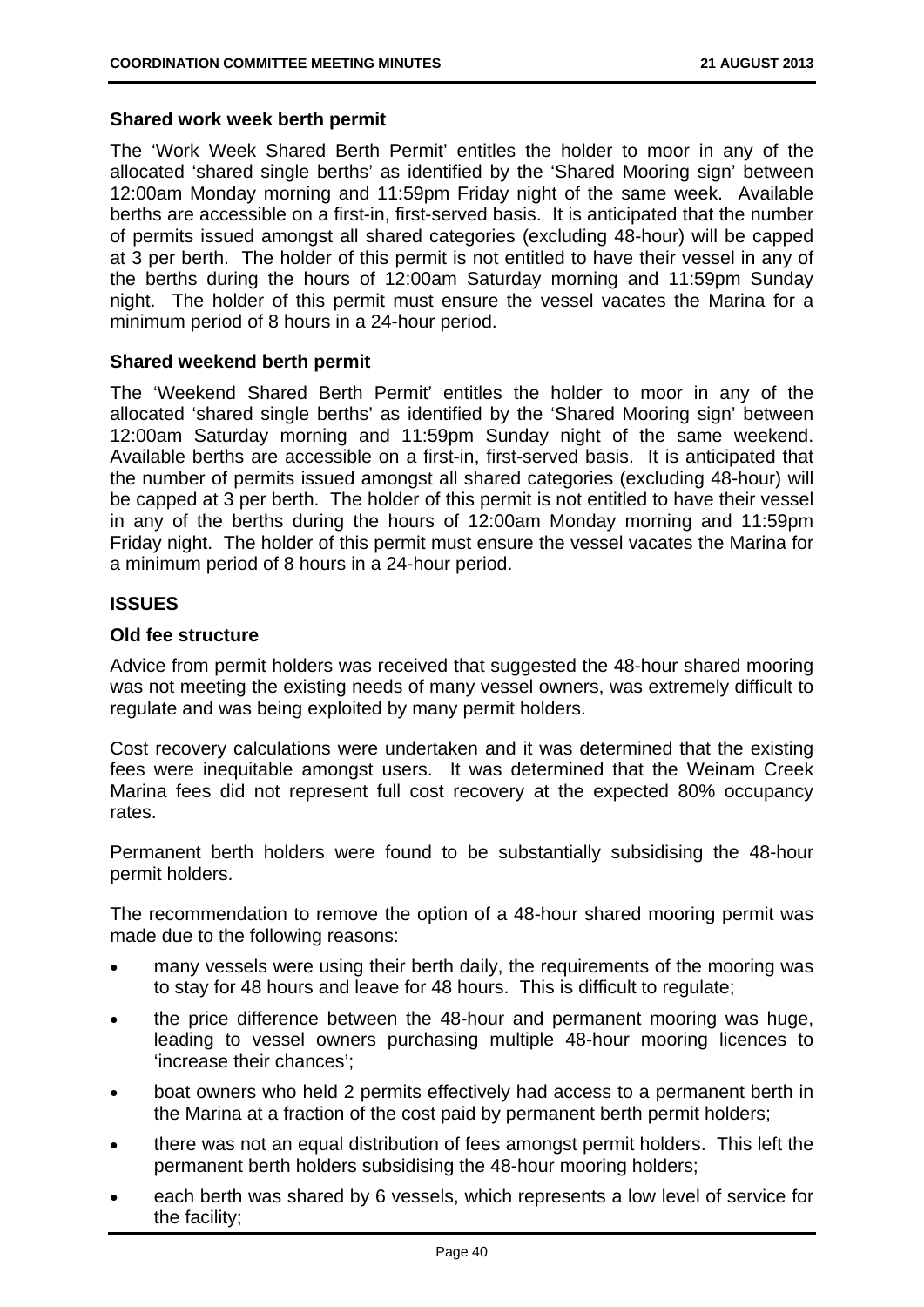**Shared work week berth permit**

The 'Work Week Shared Berth Permit' entitles the holder to moor in any of the allocated 'shared single berths' as identified by the 'Shared Mooring sign' between 12:00am Monday morning and 11:59pm Friday night of the same week. Available berths are accessible on a first-in, first-served basis. It is anticipated that the number of permits issued amongst all shared categories (excluding 48-hour) will be capped at 3 per berth. The holder of this permit is not entitled to have their vessel in any of the berths during the hours of 12:00am Saturday morning and 11:59pm Sunday night. The holder of this permit must ensure the vessel vacates the Marina for a minimum period of 8 hours in a 24-hour period.

**Shared weekend berth permit**

The 'Weekend Shared Berth Permit' entitles the holder to moor in any of the allocated 'shared single berths' as identified by the 'Shared Mooring sign' between 12:00am Saturday morning and 11:59pm Sunday night of the same weekend. Available berths are accessible on a first-in, first-served basis. It is anticipated that the number of permits issued amongst all shared categories (excluding 48-hour) will be capped at 3 per berth. The holder of this permit is not entitled to have their vessel in any of the berths during the hours of 12:00am Monday morning and 11:59pm Friday night. The holder of this permit must ensure the vessel vacates the Marina for a minimum period of 8 hours in a 24-hour period.

**ISSUES**

**Old fee structure**

Advice from permit holders was received that suggested the 48-hour shared mooring was not meeting the existing needs of many vessel owners, was extremely difficult to regulate and was being exploited by many permit holders.

Cost recovery calculations were undertaken and it was determined that the existing fees were inequitable amongst users. It was determined that the Weinam Creek Marina fees did not represent full cost recovery at the expected 80% occupancy rates.

Permanent berth holders were found to be substantially subsidising the 48-hour permit holders.

The recommendation to remove the option of a 48-hour shared mooring permit was made due to the following reasons:

- many vessels were using their berth daily, the requirements of the mooring was to stay for 48 hours and leave for 48 hours. This is difficult to regulate;
- the price difference between the 48-hour and permanent mooring was huge, leading to vessel owners purchasing multiple 48-hour mooring licences to 'increase their chances';
- boat owners who held 2 permits effectively had access to a permanent berth in the Marina at a fraction of the cost paid by permanent berth permit holders;
- there was not an equal distribution of fees amongst permit holders. This left the permanent berth holders subsidising the 48-hour mooring holders;
- each berth was shared by 6 vessels, which represents a low level of service for the facility;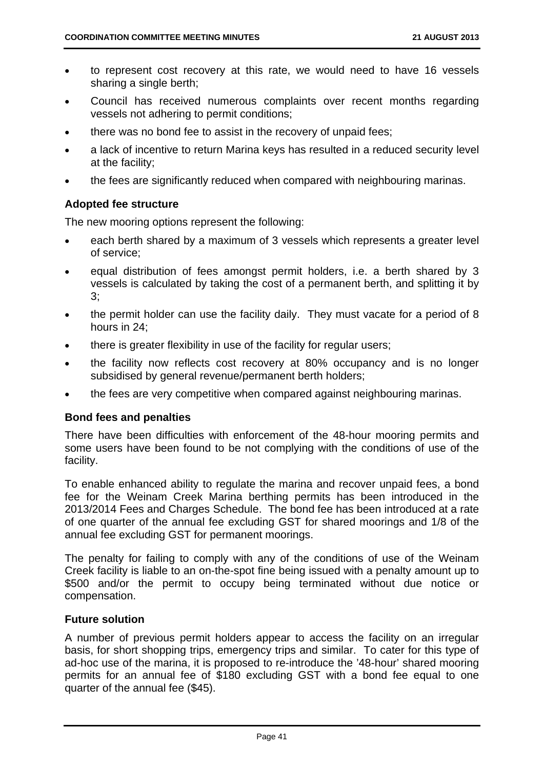- to represent cost recovery at this rate, we would need to have 16 vessels sharing a single berth;
- Council has received numerous complaints over recent months regarding vessels not adhering to permit conditions;
- there was no bond fee to assist in the recovery of unpaid fees;
- a lack of incentive to return Marina keys has resulted in a reduced security level at the facility;
- the fees are significantly reduced when compared with neighbouring marinas.

**Adopted fee structure**

The new mooring options represent the following:

- each berth shared by a maximum of 3 vessels which represents a greater level of service;
- equal distribution of fees amongst permit holders, i.e. a berth shared by 3 vessels is calculated by taking the cost of a permanent berth, and splitting it by 3;
- the permit holder can use the facility daily. They must vacate for a period of 8 hours in 24;
- there is greater flexibility in use of the facility for regular users;
- the facility now reflects cost recovery at 80% occupancy and is no longer subsidised by general revenue/permanent berth holders;
- the fees are very competitive when compared against neighbouring marinas.

**Bond fees and penalties**

There have been difficulties with enforcement of the 48-hour mooring permits and some users have been found to be not complying with the conditions of use of the facility.

To enable enhanced ability to regulate the marina and recover unpaid fees, a bond fee for the Weinam Creek Marina berthing permits has been introduced in the 2013/2014 Fees and Charges Schedule. The bond fee has been introduced at a rate of one quarter of the annual fee excluding GST for shared moorings and 1/8 of the annual fee excluding GST for permanent moorings.

The penalty for failing to comply with any of the conditions of use of the Weinam Creek facility is liable to an on-the-spot fine being issued with a penalty amount up to $500 and/or the permit to occupy being terminated without due notice or compensation.

**Future solution**

A number of previous permit holders appear to access the facility on an irregular basis, for short shopping trips, emergency trips and similar. To cater for this type of ad-hoc use of the marina, it is proposed to re-introduce the '48-hour' shared mooring permits for an annual fee of $180 excluding GST with a bond fee equal to one quarter of the annual fee ($45).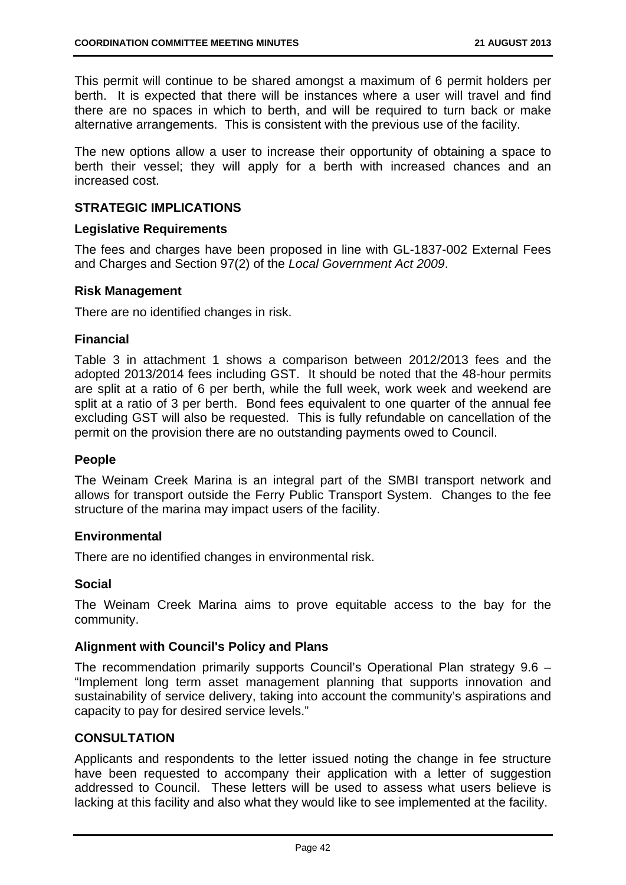This permit will continue to be shared amongst a maximum of 6 permit holders per berth. It is expected that there will be instances where a user will travel and find there are no spaces in which to berth, and will be required to turn back or make alternative arrangements. This is consistent with the previous use of the facility.

The new options allow a user to increase their opportunity of obtaining a space to berth their vessel; they will apply for a berth with increased chances and an increased cost.

## STRATEGIC IMPLICATIONS

### Legislative Requirements

The fees and charges have been proposed in line with GL-1837-002 External Fees and Charges and Section 97(2) of the *Local Government Act 2009*.

### Risk Management

There are no identified changes in risk.

### Financial

Table 3 in attachment 1 shows a comparison between 2012/2013 fees and the adopted 2013/2014 fees including GST. It should be noted that the 48-hour permits are split at a ratio of 6 per berth, while the full week, work week and weekend are split at a ratio of 3 per berth. Bond fees equivalent to one quarter of the annual fee excluding GST will also be requested. This is fully refundable on cancellation of the permit on the provision there are no outstanding payments owed to Council.

### People

The Weinam Creek Marina is an integral part of the SMBI transport network and allows for transport outside the Ferry Public Transport System. Changes to the fee structure of the marina may impact users of the facility.

### Environmental

There are no identified changes in environmental risk.

### Social

The Weinam Creek Marina aims to prove equitable access to the bay for the community.

### Alignment with Council's Policy and Plans

The recommendation primarily supports Council's Operational Plan strategy 9.6 – "Implement long term asset management planning that supports innovation and sustainability of service delivery, taking into account the community's aspirations and capacity to pay for desired service levels."

## CONSULTATION

Applicants and respondents to the letter issued noting the change in fee structure have been requested to accompany their application with a letter of suggestion addressed to Council. These letters will be used to assess what users believe is lacking at this facility and also what they would like to see implemented at the facility.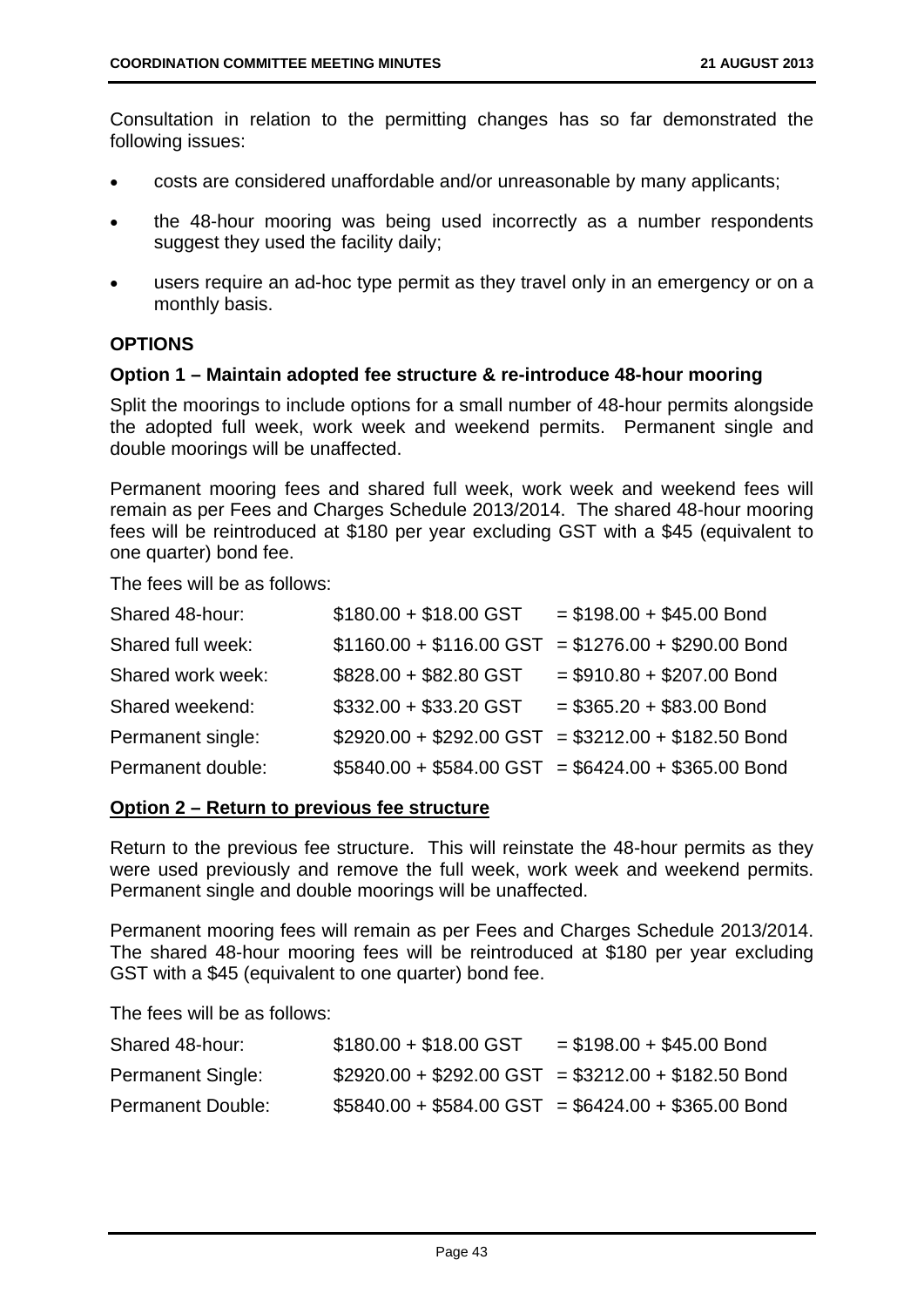Consultation in relation to the permitting changes has so far demonstrated the following issues:

- costs are considered unaffordable and/or unreasonable by many applicants;
- the 48-hour mooring was being used incorrectly as a number respondents suggest they used the facility daily;
- users require an ad-hoc type permit as they travel only in an emergency or on a monthly basis.

## OPTIONS

### Option 1 – Maintain adopted fee structure & re-introduce 48-hour mooring

Split the moorings to include options for a small number of 48-hour permits alongside the adopted full week, work week and weekend permits. Permanent single and double moorings will be unaffected.

Permanent mooring fees and shared full week, work week and weekend fees will remain as per Fees and Charges Schedule 2013/2014. The shared 48-hour mooring fees will be reintroduced at $180 per year excluding GST with a $45 (equivalent to one quarter) bond fee.

The fees will be as follows:

| | | |
|---|---|---|
| Shared 48-hour: | $180.00 + $18.00 GST | = $198.00 + $45.00 Bond |
| Shared full week: | $1160.00 + $116.00 GST | = $1276.00 + $290.00 Bond |
| Shared work week: | $828.00 + $82.80 GST | = $910.80 + $207.00 Bond |
| Shared weekend: | $332.00 + $33.20 GST | = $365.20 + $83.00 Bond |
| Permanent single: | $2920.00 + $292.00 GST | = $3212.00 + $182.50 Bond |
| Permanent double: | $5840.00 + $584.00 GST | = $6424.00 + $365.00 Bond |

### <u>Option 2 – Return to previous fee structure</u>

Return to the previous fee structure. This will reinstate the 48-hour permits as they were used previously and remove the full week, work week and weekend permits. Permanent single and double moorings will be unaffected.

Permanent mooring fees will remain as per Fees and Charges Schedule 2013/2014. The shared 48-hour mooring fees will be reintroduced at $180 per year excluding GST with a $45 (equivalent to one quarter) bond fee.

The fees will be as follows:

| | | |
|---|---|---|
| Shared 48-hour: | $180.00 + $18.00 GST | = $198.00 + $45.00 Bond |
| Permanent Single: | $2920.00 + $292.00 GST | = $3212.00 + $182.50 Bond |
| Permanent Double: | $5840.00 + $584.00 GST | = $6424.00 + $365.00 Bond |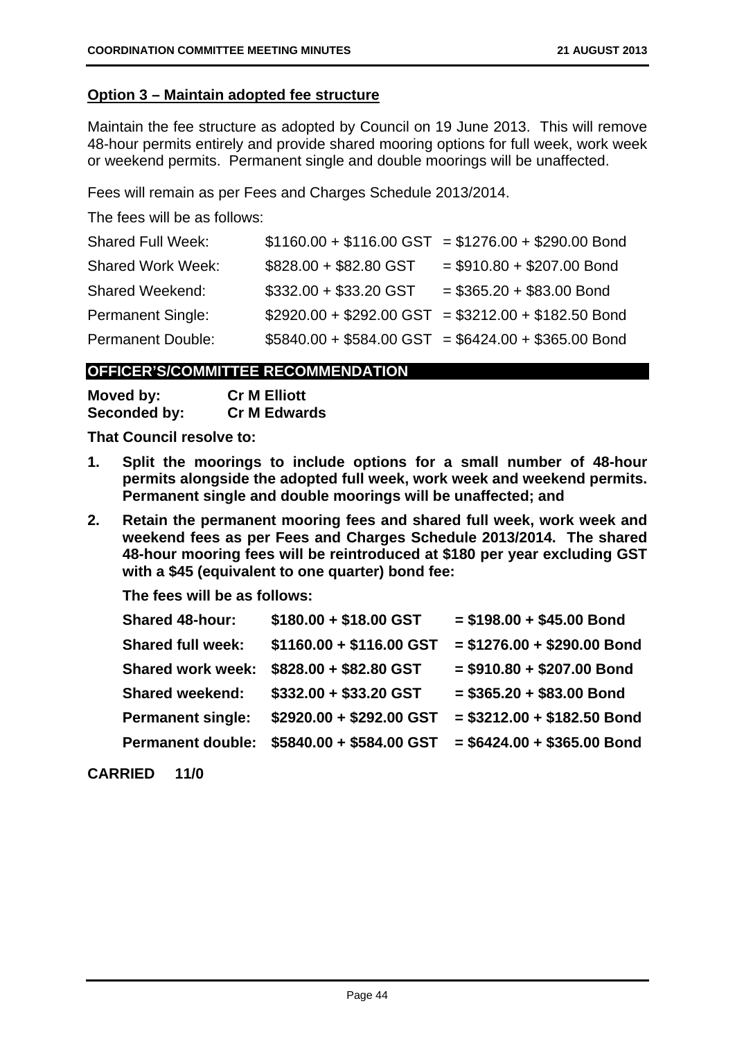**Option 3 – Maintain adopted fee structure**

Maintain the fee structure as adopted by Council on 19 June 2013. This will remove 48-hour permits entirely and provide shared mooring options for full week, work week or weekend permits. Permanent single and double moorings will be unaffected.

Fees will remain as per Fees and Charges Schedule 2013/2014.

The fees will be as follows:

| | | |
|---|---|---|
| Shared Full Week: | $1160.00 + $116.00 GST | = $1276.00 + $290.00 Bond |
| Shared Work Week: | $828.00 + $82.80 GST | = $910.80 + $207.00 Bond |
| Shared Weekend: | $332.00 + $33.20 GST | = $365.20 + $83.00 Bond |
| Permanent Single: | $2920.00 + $292.00 GST | = $3212.00 + $182.50 Bond |
| Permanent Double: | $5840.00 + $584.00 GST | = $6424.00 + $365.00 Bond |

## OFFICER'S/COMMITTEE RECOMMENDATION

**Moved by:** **Cr M Elliott**
**Seconded by:** **Cr M Edwards**

**That Council resolve to:**

1. **Split the moorings to include options for a small number of 48-hour permits alongside the adopted full week, work week and weekend permits. Permanent single and double moorings will be unaffected; and**
2. **Retain the permanent mooring fees and shared full week, work week and weekend fees as per Fees and Charges Schedule 2013/2014. The shared 48-hour mooring fees will be reintroduced at $180 per year excluding GST with a $45 (equivalent to one quarter) bond fee:**

   **The fees will be as follows:**

| | | |
|---|---|---|
| **Shared 48-hour:** | **$180.00 + $18.00 GST** | **= $198.00 + $45.00 Bond** |
| **Shared full week:** | **$1160.00 + $116.00 GST** | **= $1276.00 + $290.00 Bond** |
| **Shared work week:** | **$828.00 + $82.80 GST** | **= $910.80 + $207.00 Bond** |
| **Shared weekend:** | **$332.00 + $33.20 GST** | **= $365.20 + $83.00 Bond** |
| **Permanent single:** | **$2920.00 + $292.00 GST** | **= $3212.00 + $182.50 Bond** |
| **Permanent double:** | **$5840.00 + $584.00 GST** | **= $6424.00 + $365.00 Bond** |

**CARRIED 11/0**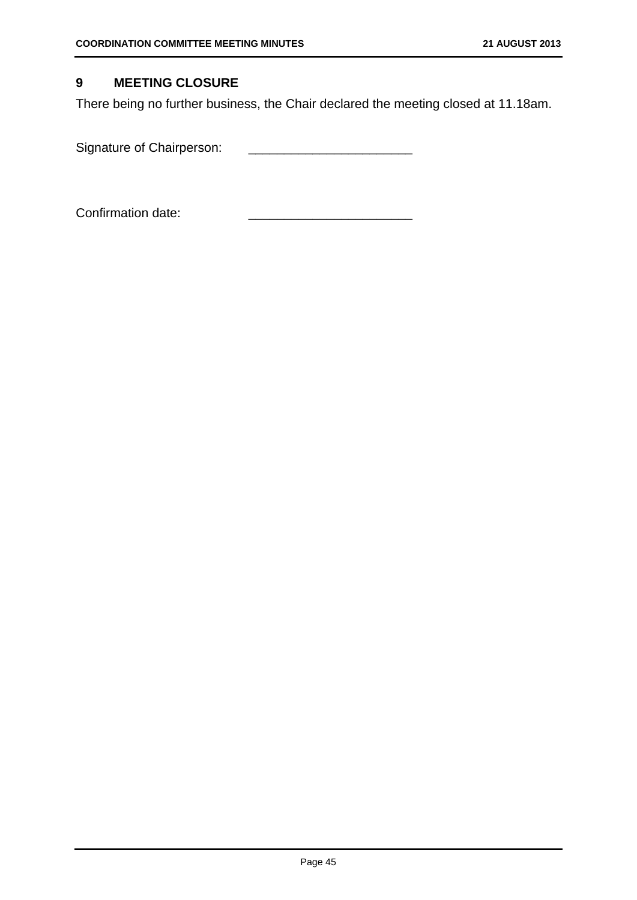# 9 MEETING CLOSURE

There being no further business, the Chair declared the meeting closed at 11.18am.

Signature of Chairperson: _______________________

Confirmation date: _______________________